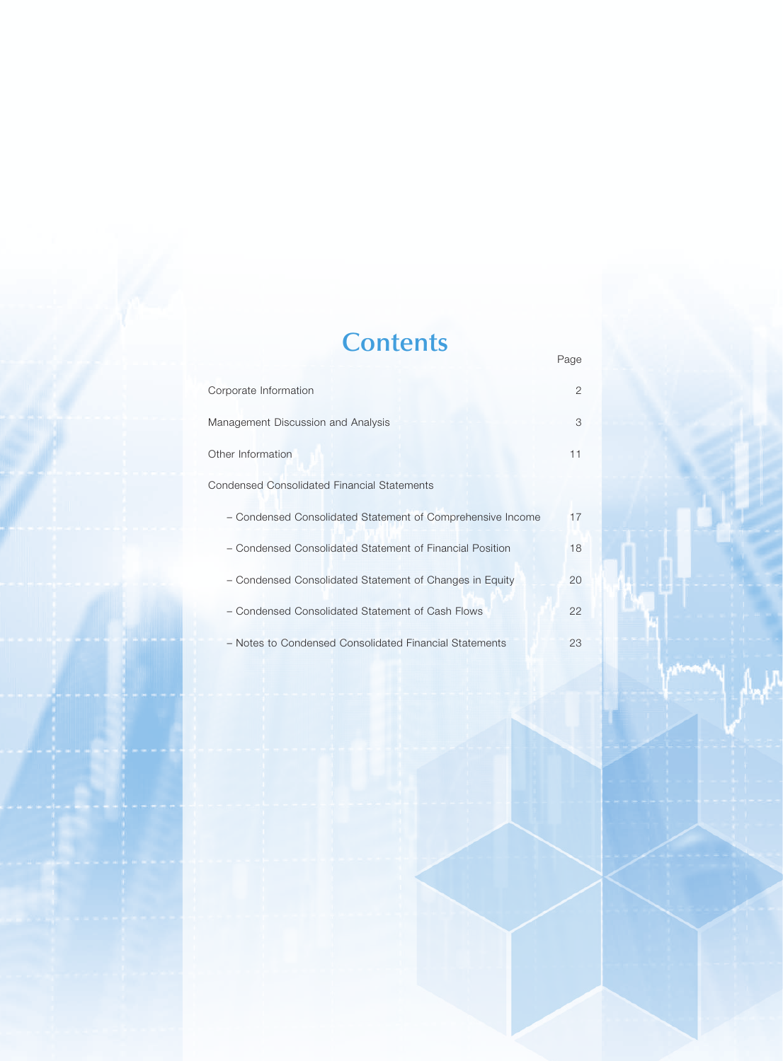# Contents

| | Page |
|---|---|
| Corporate Information | 2 |
| Management Discussion and Analysis | 3 |
| Other Information | 11 |
| Condensed Consolidated Financial Statements | |
| – Condensed Consolidated Statement of Comprehensive Income | 17 |
| – Condensed Consolidated Statement of Financial Position | 18 |
| – Condensed Consolidated Statement of Changes in Equity | 20 |
| – Condensed Consolidated Statement of Cash Flows | 22 |
| – Notes to Condensed Consolidated Financial Statements | 23 |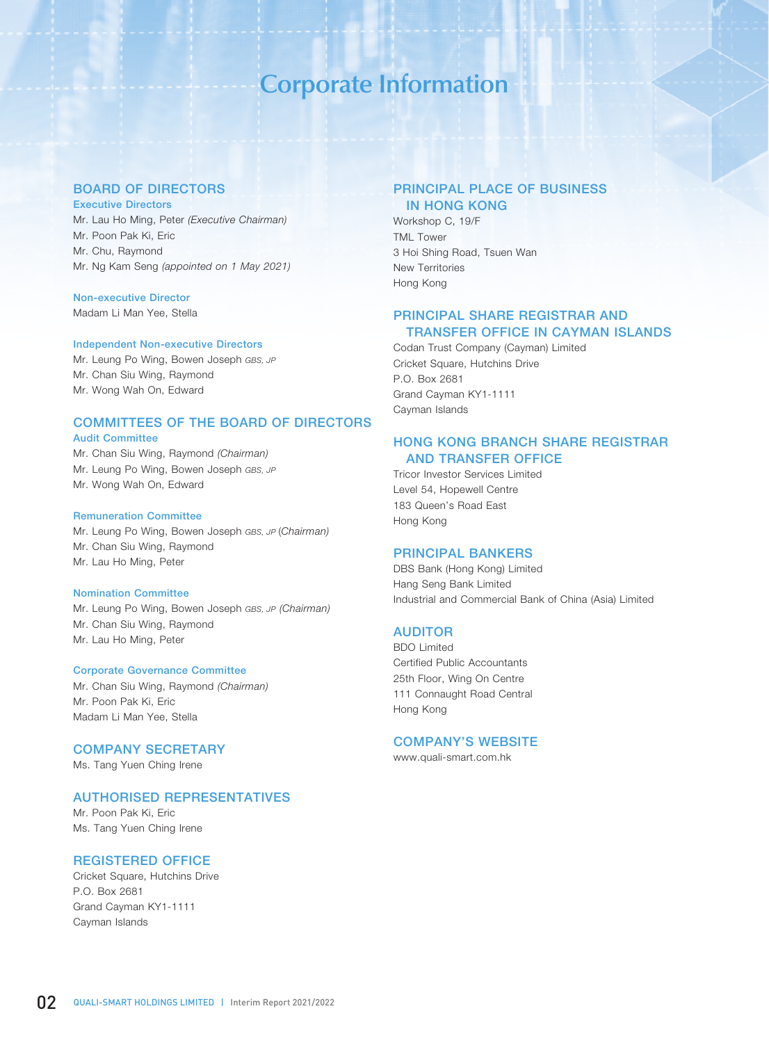# Corporate Information

## BOARD OF DIRECTORS

### Executive Directors

Mr. Lau Ho Ming, Peter *(Executive Chairman)*
Mr. Poon Pak Ki, Eric
Mr. Chu, Raymond
Mr. Ng Kam Seng *(appointed on 1 May 2021)*

### Non-executive Director

Madam Li Man Yee, Stella

### Independent Non-executive Directors

Mr. Leung Po Wing, Bowen Joseph *GBS, JP*
Mr. Chan Siu Wing, Raymond
Mr. Wong Wah On, Edward

## COMMITTEES OF THE BOARD OF DIRECTORS

### Audit Committee

Mr. Chan Siu Wing, Raymond *(Chairman)*
Mr. Leung Po Wing, Bowen Joseph *GBS, JP*
Mr. Wong Wah On, Edward

### Remuneration Committee

Mr. Leung Po Wing, Bowen Joseph *GBS, JP* *(Chairman)*
Mr. Chan Siu Wing, Raymond
Mr. Lau Ho Ming, Peter

### Nomination Committee

Mr. Leung Po Wing, Bowen Joseph *GBS, JP* *(Chairman)*
Mr. Chan Siu Wing, Raymond
Mr. Lau Ho Ming, Peter

### Corporate Governance Committee

Mr. Chan Siu Wing, Raymond *(Chairman)*
Mr. Poon Pak Ki, Eric
Madam Li Man Yee, Stella

## COMPANY SECRETARY

Ms. Tang Yuen Ching Irene

## AUTHORISED REPRESENTATIVES

Mr. Poon Pak Ki, Eric
Ms. Tang Yuen Ching Irene

## REGISTERED OFFICE

Cricket Square, Hutchins Drive
P.O. Box 2681
Grand Cayman KY1-1111
Cayman Islands

## PRINCIPAL PLACE OF BUSINESS IN HONG KONG

Workshop C, 19/F
TML Tower
3 Hoi Shing Road, Tsuen Wan
New Territories
Hong Kong

## PRINCIPAL SHARE REGISTRAR AND TRANSFER OFFICE IN CAYMAN ISLANDS

Codan Trust Company (Cayman) Limited
Cricket Square, Hutchins Drive
P.O. Box 2681
Grand Cayman KY1-1111
Cayman Islands

## HONG KONG BRANCH SHARE REGISTRAR AND TRANSFER OFFICE

Tricor Investor Services Limited
Level 54, Hopewell Centre
183 Queen's Road East
Hong Kong

## PRINCIPAL BANKERS

DBS Bank (Hong Kong) Limited
Hang Seng Bank Limited
Industrial and Commercial Bank of China (Asia) Limited

## AUDITOR

BDO Limited
Certified Public Accountants
25th Floor, Wing On Centre
111 Connaught Road Central
Hong Kong

## COMPANY'S WEBSITE

www.quali-smart.com.hk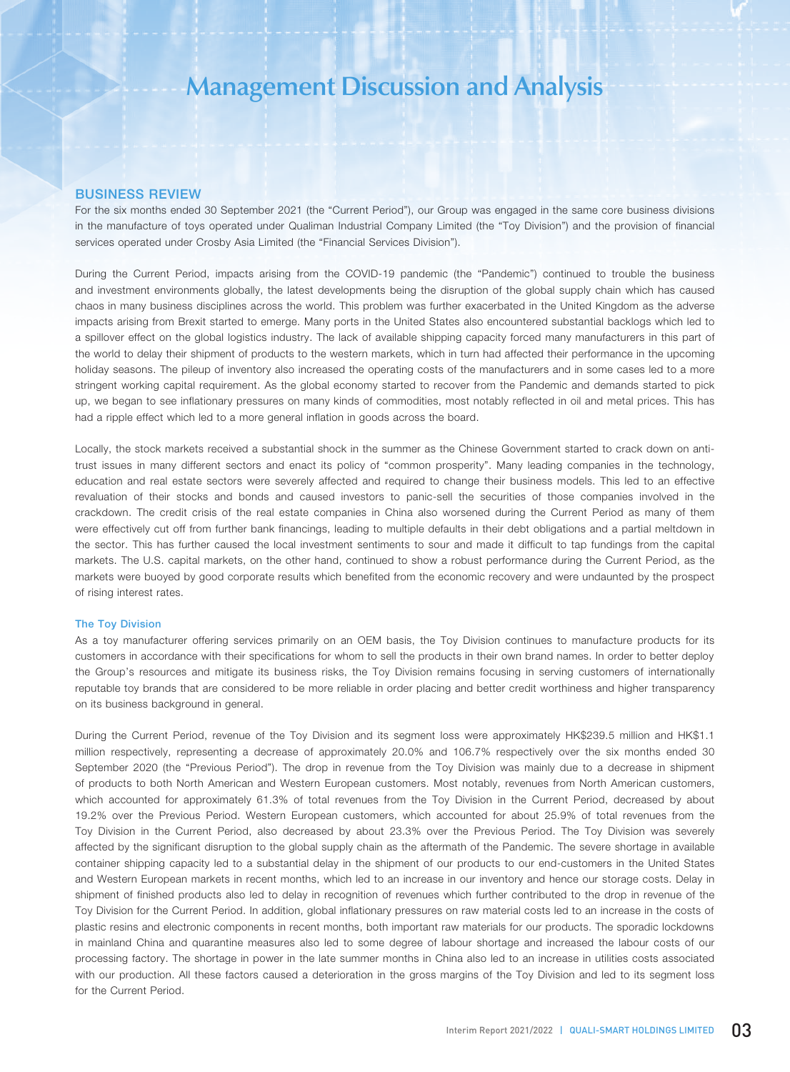# Management Discussion and Analysis

## BUSINESS REVIEW

For the six months ended 30 September 2021 (the "Current Period"), our Group was engaged in the same core business divisions in the manufacture of toys operated under Qualiman Industrial Company Limited (the "Toy Division") and the provision of financial services operated under Crosby Asia Limited (the "Financial Services Division").

During the Current Period, impacts arising from the COVID-19 pandemic (the "Pandemic") continued to trouble the business and investment environments globally, the latest developments being the disruption of the global supply chain which has caused chaos in many business disciplines across the world. This problem was further exacerbated in the United Kingdom as the adverse impacts arising from Brexit started to emerge. Many ports in the United States also encountered substantial backlogs which led to a spillover effect on the global logistics industry. The lack of available shipping capacity forced many manufacturers in this part of the world to delay their shipment of products to the western markets, which in turn had affected their performance in the upcoming holiday seasons. The pileup of inventory also increased the operating costs of the manufacturers and in some cases led to a more stringent working capital requirement. As the global economy started to recover from the Pandemic and demands started to pick up, we began to see inflationary pressures on many kinds of commodities, most notably reflected in oil and metal prices. This has had a ripple effect which led to a more general inflation in goods across the board.

Locally, the stock markets received a substantial shock in the summer as the Chinese Government started to crack down on anti-trust issues in many different sectors and enact its policy of "common prosperity". Many leading companies in the technology, education and real estate sectors were severely affected and required to change their business models. This led to an effective revaluation of their stocks and bonds and caused investors to panic-sell the securities of those companies involved in the crackdown. The credit crisis of the real estate companies in China also worsened during the Current Period as many of them were effectively cut off from further bank financings, leading to multiple defaults in their debt obligations and a partial meltdown in the sector. This has further caused the local investment sentiments to sour and made it difficult to tap fundings from the capital markets. The U.S. capital markets, on the other hand, continued to show a robust performance during the Current Period, as the markets were buoyed by good corporate results which benefited from the economic recovery and were undaunted by the prospect of rising interest rates.

### The Toy Division

As a toy manufacturer offering services primarily on an OEM basis, the Toy Division continues to manufacture products for its customers in accordance with their specifications for whom to sell the products in their own brand names. In order to better deploy the Group's resources and mitigate its business risks, the Toy Division remains focusing in serving customers of internationally reputable toy brands that are considered to be more reliable in order placing and better credit worthiness and higher transparency on its business background in general.

During the Current Period, revenue of the Toy Division and its segment loss were approximately HK$239.5 million and HK$1.1 million respectively, representing a decrease of approximately 20.0% and 106.7% respectively over the six months ended 30 September 2020 (the "Previous Period"). The drop in revenue from the Toy Division was mainly due to a decrease in shipment of products to both North American and Western European customers. Most notably, revenues from North American customers, which accounted for approximately 61.3% of total revenues from the Toy Division in the Current Period, decreased by about 19.2% over the Previous Period. Western European customers, which accounted for about 25.9% of total revenues from the Toy Division in the Current Period, also decreased by about 23.3% over the Previous Period. The Toy Division was severely affected by the significant disruption to the global supply chain as the aftermath of the Pandemic. The severe shortage in available container shipping capacity led to a substantial delay in the shipment of our products to our end-customers in the United States and Western European markets in recent months, which led to an increase in our inventory and hence our storage costs. Delay in shipment of finished products also led to delay in recognition of revenues which further contributed to the drop in revenue of the Toy Division for the Current Period. In addition, global inflationary pressures on raw material costs led to an increase in the costs of plastic resins and electronic components in recent months, both important raw materials for our products. The sporadic lockdowns in mainland China and quarantine measures also led to some degree of labour shortage and increased the labour costs of our processing factory. The shortage in power in the late summer months in China also led to an increase in utilities costs associated with our production. All these factors caused a deterioration in the gross margins of the Toy Division and led to its segment loss for the Current Period.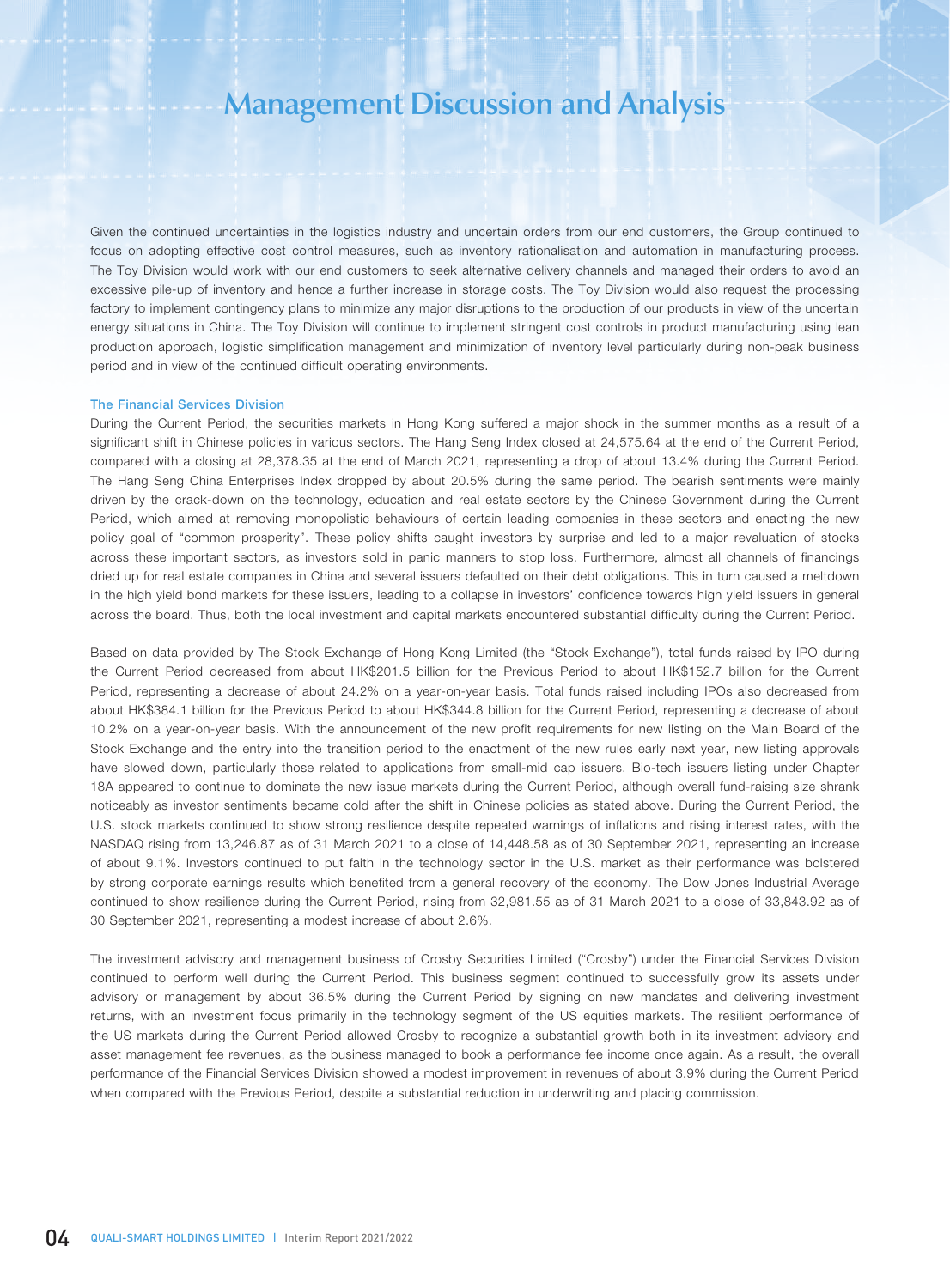# Management Discussion and Analysis

Given the continued uncertainties in the logistics industry and uncertain orders from our end customers, the Group continued to focus on adopting effective cost control measures, such as inventory rationalisation and automation in manufacturing process. The Toy Division would work with our end customers to seek alternative delivery channels and managed their orders to avoid an excessive pile-up of inventory and hence a further increase in storage costs. The Toy Division would also request the processing factory to implement contingency plans to minimize any major disruptions to the production of our products in view of the uncertain energy situations in China. The Toy Division will continue to implement stringent cost controls in product manufacturing using lean production approach, logistic simplification management and minimization of inventory level particularly during non-peak business period and in view of the continued difficult operating environments.

### The Financial Services Division

During the Current Period, the securities markets in Hong Kong suffered a major shock in the summer months as a result of a significant shift in Chinese policies in various sectors. The Hang Seng Index closed at 24,575.64 at the end of the Current Period, compared with a closing at 28,378.35 at the end of March 2021, representing a drop of about 13.4% during the Current Period. The Hang Seng China Enterprises Index dropped by about 20.5% during the same period. The bearish sentiments were mainly driven by the crack-down on the technology, education and real estate sectors by the Chinese Government during the Current Period, which aimed at removing monopolistic behaviours of certain leading companies in these sectors and enacting the new policy goal of "common prosperity". These policy shifts caught investors by surprise and led to a major revaluation of stocks across these important sectors, as investors sold in panic manners to stop loss. Furthermore, almost all channels of financings dried up for real estate companies in China and several issuers defaulted on their debt obligations. This in turn caused a meltdown in the high yield bond markets for these issuers, leading to a collapse in investors' confidence towards high yield issuers in general across the board. Thus, both the local investment and capital markets encountered substantial difficulty during the Current Period.

Based on data provided by The Stock Exchange of Hong Kong Limited (the "Stock Exchange"), total funds raised by IPO during the Current Period decreased from about HK$201.5 billion for the Previous Period to about HK$152.7 billion for the Current Period, representing a decrease of about 24.2% on a year-on-year basis. Total funds raised including IPOs also decreased from about HK$384.1 billion for the Previous Period to about HK$344.8 billion for the Current Period, representing a decrease of about 10.2% on a year-on-year basis. With the announcement of the new profit requirements for new listing on the Main Board of the Stock Exchange and the entry into the transition period to the enactment of the new rules early next year, new listing approvals have slowed down, particularly those related to applications from small-mid cap issuers. Bio-tech issuers listing under Chapter 18A appeared to continue to dominate the new issue markets during the Current Period, although overall fund-raising size shrank noticeably as investor sentiments became cold after the shift in Chinese policies as stated above. During the Current Period, the U.S. stock markets continued to show strong resilience despite repeated warnings of inflations and rising interest rates, with the NASDAQ rising from 13,246.87 as of 31 March 2021 to a close of 14,448.58 as of 30 September 2021, representing an increase of about 9.1%. Investors continued to put faith in the technology sector in the U.S. market as their performance was bolstered by strong corporate earnings results which benefited from a general recovery of the economy. The Dow Jones Industrial Average continued to show resilience during the Current Period, rising from 32,981.55 as of 31 March 2021 to a close of 33,843.92 as of 30 September 2021, representing a modest increase of about 2.6%.

The investment advisory and management business of Crosby Securities Limited ("Crosby") under the Financial Services Division continued to perform well during the Current Period. This business segment continued to successfully grow its assets under advisory or management by about 36.5% during the Current Period by signing on new mandates and delivering investment returns, with an investment focus primarily in the technology segment of the US equities markets. The resilient performance of the US markets during the Current Period allowed Crosby to recognize a substantial growth both in its investment advisory and asset management fee revenues, as the business managed to book a performance fee income once again. As a result, the overall performance of the Financial Services Division showed a modest improvement in revenues of about 3.9% during the Current Period when compared with the Previous Period, despite a substantial reduction in underwriting and placing commission.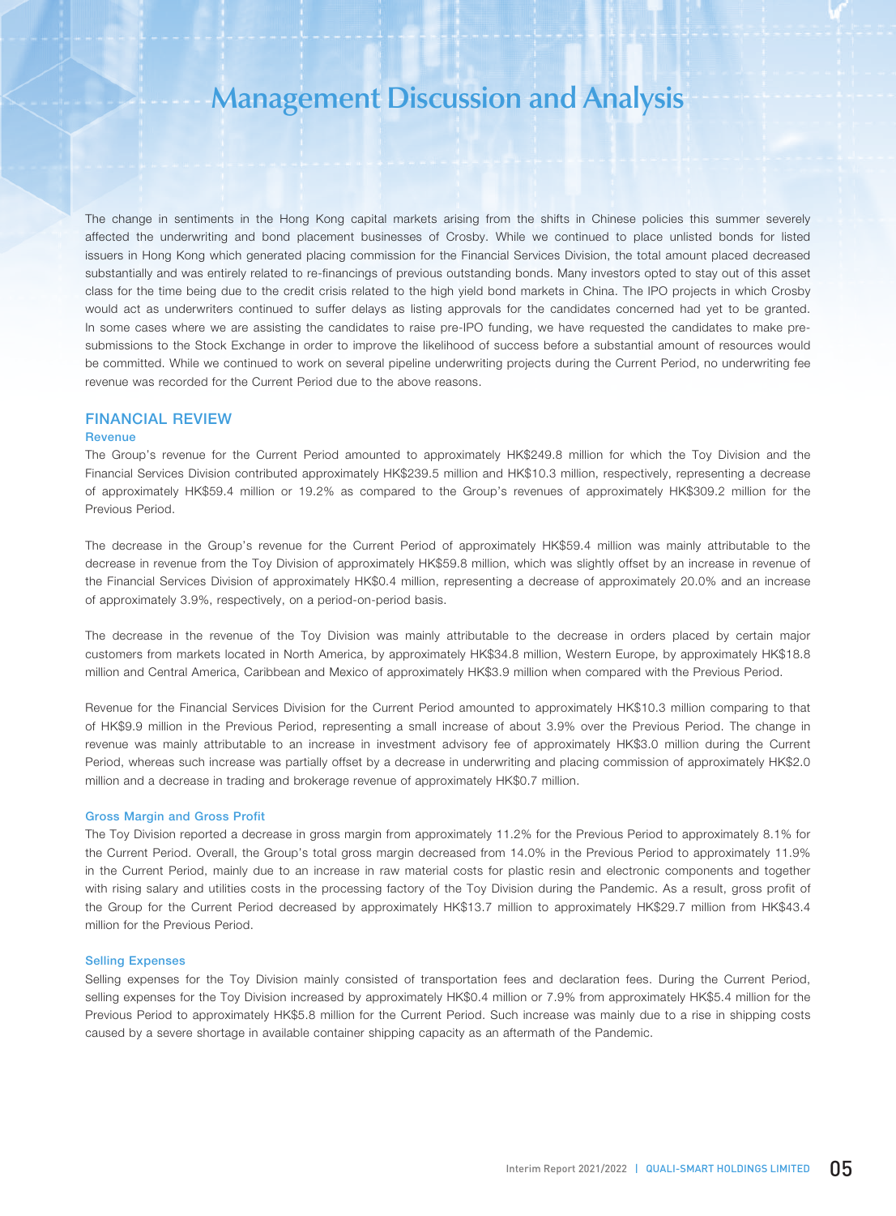# Management Discussion and Analysis

The change in sentiments in the Hong Kong capital markets arising from the shifts in Chinese policies this summer severely affected the underwriting and bond placement businesses of Crosby. While we continued to place unlisted bonds for listed issuers in Hong Kong which generated placing commission for the Financial Services Division, the total amount placed decreased substantially and was entirely related to re-financings of previous outstanding bonds. Many investors opted to stay out of this asset class for the time being due to the credit crisis related to the high yield bond markets in China. The IPO projects in which Crosby would act as underwriters continued to suffer delays as listing approvals for the candidates concerned had yet to be granted. In some cases where we are assisting the candidates to raise pre-IPO funding, we have requested the candidates to make pre-submissions to the Stock Exchange in order to improve the likelihood of success before a substantial amount of resources would be committed. While we continued to work on several pipeline underwriting projects during the Current Period, no underwriting fee revenue was recorded for the Current Period due to the above reasons.

## FINANCIAL REVIEW

### Revenue

The Group's revenue for the Current Period amounted to approximately HK$249.8 million for which the Toy Division and the Financial Services Division contributed approximately HK$239.5 million and HK$10.3 million, respectively, representing a decrease of approximately HK$59.4 million or 19.2% as compared to the Group's revenues of approximately HK$309.2 million for the Previous Period.

The decrease in the Group's revenue for the Current Period of approximately HK$59.4 million was mainly attributable to the decrease in revenue from the Toy Division of approximately HK$59.8 million, which was slightly offset by an increase in revenue of the Financial Services Division of approximately HK$0.4 million, representing a decrease of approximately 20.0% and an increase of approximately 3.9%, respectively, on a period-on-period basis.

The decrease in the revenue of the Toy Division was mainly attributable to the decrease in orders placed by certain major customers from markets located in North America, by approximately HK$34.8 million, Western Europe, by approximately HK$18.8 million and Central America, Caribbean and Mexico of approximately HK$3.9 million when compared with the Previous Period.

Revenue for the Financial Services Division for the Current Period amounted to approximately HK$10.3 million comparing to that of HK$9.9 million in the Previous Period, representing a small increase of about 3.9% over the Previous Period. The change in revenue was mainly attributable to an increase in investment advisory fee of approximately HK$3.0 million during the Current Period, whereas such increase was partially offset by a decrease in underwriting and placing commission of approximately HK$2.0 million and a decrease in trading and brokerage revenue of approximately HK$0.7 million.

### Gross Margin and Gross Profit

The Toy Division reported a decrease in gross margin from approximately 11.2% for the Previous Period to approximately 8.1% for the Current Period. Overall, the Group's total gross margin decreased from 14.0% in the Previous Period to approximately 11.9% in the Current Period, mainly due to an increase in raw material costs for plastic resin and electronic components and together with rising salary and utilities costs in the processing factory of the Toy Division during the Pandemic. As a result, gross profit of the Group for the Current Period decreased by approximately HK$13.7 million to approximately HK$29.7 million from HK$43.4 million for the Previous Period.

### Selling Expenses

Selling expenses for the Toy Division mainly consisted of transportation fees and declaration fees. During the Current Period, selling expenses for the Toy Division increased by approximately HK$0.4 million or 7.9% from approximately HK$5.4 million for the Previous Period to approximately HK$5.8 million for the Current Period. Such increase was mainly due to a rise in shipping costs caused by a severe shortage in available container shipping capacity as an aftermath of the Pandemic.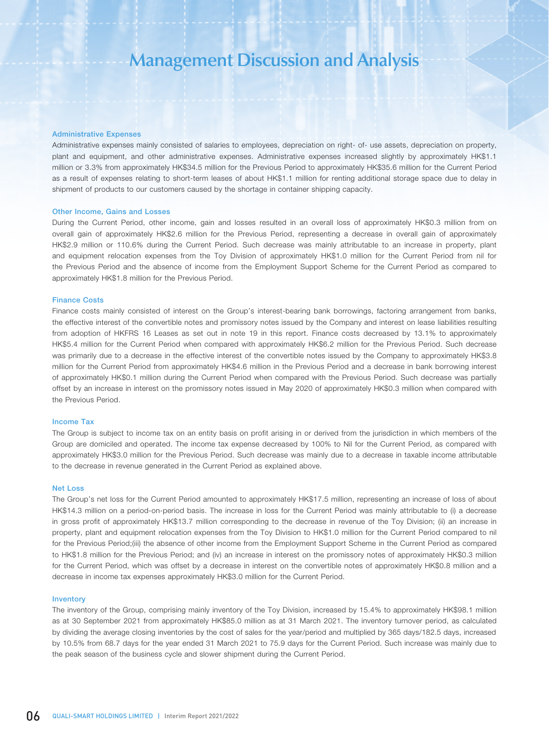# Management Discussion and Analysis

### Administrative Expenses

Administrative expenses mainly consisted of salaries to employees, depreciation on right- of- use assets, depreciation on property, plant and equipment, and other administrative expenses. Administrative expenses increased slightly by approximately HK$1.1 million or 3.3% from approximately HK$34.5 million for the Previous Period to approximately HK$35.6 million for the Current Period as a result of expenses relating to short-term leases of about HK$1.1 million for renting additional storage space due to delay in shipment of products to our customers caused by the shortage in container shipping capacity.

### Other Income, Gains and Losses

During the Current Period, other income, gain and losses resulted in an overall loss of approximately HK$0.3 million from on overall gain of approximately HK$2.6 million for the Previous Period, representing a decrease in overall gain of approximately HK$2.9 million or 110.6% during the Current Period. Such decrease was mainly attributable to an increase in property, plant and equipment relocation expenses from the Toy Division of approximately HK$1.0 million for the Current Period from nil for the Previous Period and the absence of income from the Employment Support Scheme for the Current Period as compared to approximately HK$1.8 million for the Previous Period.

### Finance Costs

Finance costs mainly consisted of interest on the Group's interest-bearing bank borrowings, factoring arrangement from banks, the effective interest of the convertible notes and promissory notes issued by the Company and interest on lease liabilities resulting from adoption of HKFRS 16 Leases as set out in note 19 in this report. Finance costs decreased by 13.1% to approximately HK$5.4 million for the Current Period when compared with approximately HK$6.2 million for the Previous Period. Such decrease was primarily due to a decrease in the effective interest of the convertible notes issued by the Company to approximately HK$3.8 million for the Current Period from approximately HK$4.6 million in the Previous Period and a decrease in bank borrowing interest of approximately HK$0.1 million during the Current Period when compared with the Previous Period. Such decrease was partially offset by an increase in interest on the promissory notes issued in May 2020 of approximately HK$0.3 million when compared with the Previous Period.

### Income Tax

The Group is subject to income tax on an entity basis on profit arising in or derived from the jurisdiction in which members of the Group are domiciled and operated. The income tax expense decreased by 100% to Nil for the Current Period, as compared with approximately HK$3.0 million for the Previous Period. Such decrease was mainly due to a decrease in taxable income attributable to the decrease in revenue generated in the Current Period as explained above.

### Net Loss

The Group's net loss for the Current Period amounted to approximately HK$17.5 million, representing an increase of loss of about HK$14.3 million on a period-on-period basis. The increase in loss for the Current Period was mainly attributable to (i) a decrease in gross profit of approximately HK$13.7 million corresponding to the decrease in revenue of the Toy Division; (ii) an increase in property, plant and equipment relocation expenses from the Toy Division to HK$1.0 million for the Current Period compared to nil for the Previous Period;(iii) the absence of other income from the Employment Support Scheme in the Current Period as compared to HK$1.8 million for the Previous Period; and (iv) an increase in interest on the promissory notes of approximately HK$0.3 million for the Current Period, which was offset by a decrease in interest on the convertible notes of approximately HK$0.8 million and a decrease in income tax expenses approximately HK$3.0 million for the Current Period.

### Inventory

The inventory of the Group, comprising mainly inventory of the Toy Division, increased by 15.4% to approximately HK$98.1 million as at 30 September 2021 from approximately HK$85.0 million as at 31 March 2021. The inventory turnover period, as calculated by dividing the average closing inventories by the cost of sales for the year/period and multiplied by 365 days/182.5 days, increased by 10.5% from 68.7 days for the year ended 31 March 2021 to 75.9 days for the Current Period. Such increase was mainly due to the peak season of the business cycle and slower shipment during the Current Period.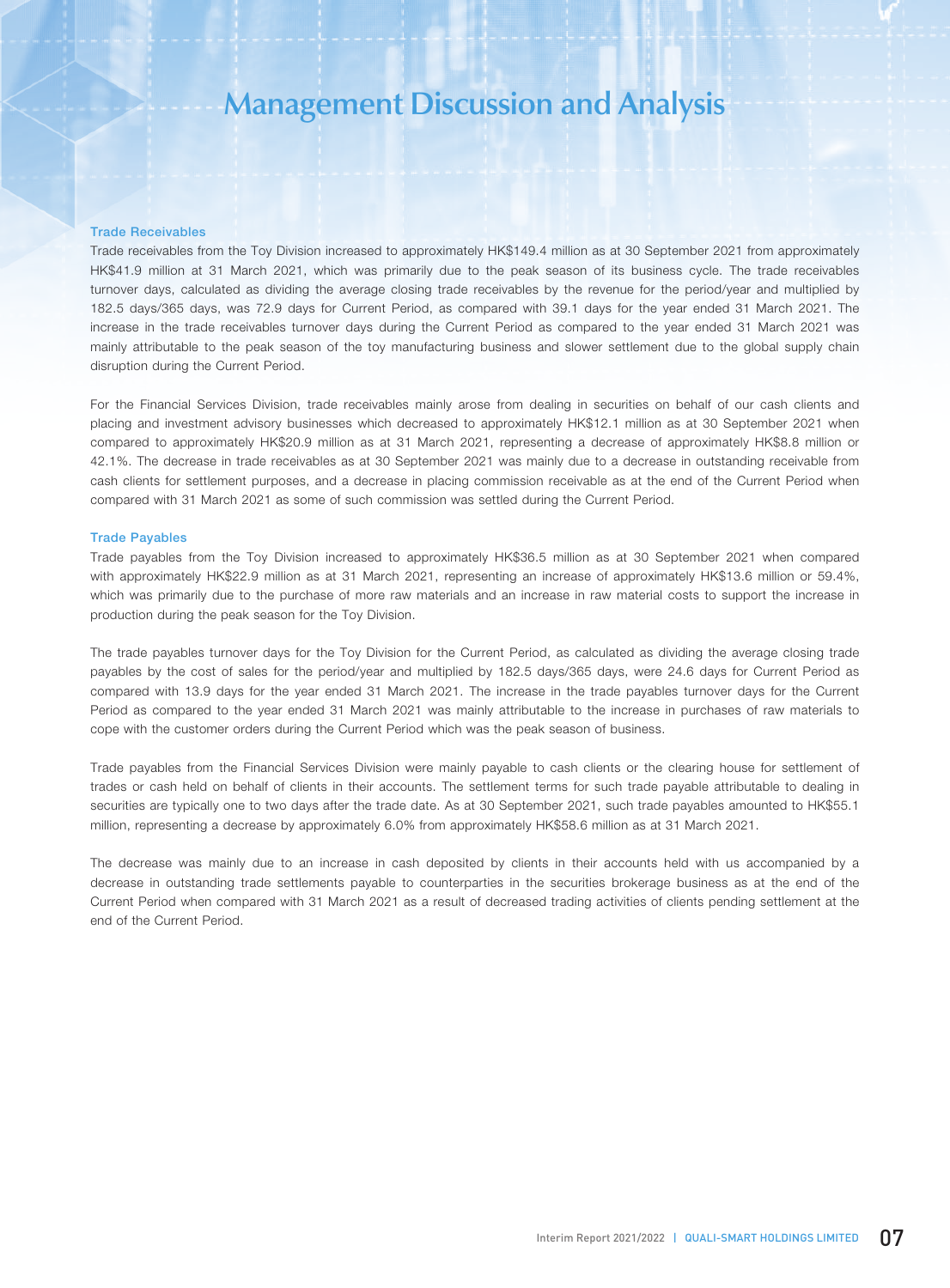# Management Discussion and Analysis

### Trade Receivables

Trade receivables from the Toy Division increased to approximately HK$149.4 million as at 30 September 2021 from approximately HK$41.9 million at 31 March 2021, which was primarily due to the peak season of its business cycle. The trade receivables turnover days, calculated as dividing the average closing trade receivables by the revenue for the period/year and multiplied by 182.5 days/365 days, was 72.9 days for Current Period, as compared with 39.1 days for the year ended 31 March 2021. The increase in the trade receivables turnover days during the Current Period as compared to the year ended 31 March 2021 was mainly attributable to the peak season of the toy manufacturing business and slower settlement due to the global supply chain disruption during the Current Period.

For the Financial Services Division, trade receivables mainly arose from dealing in securities on behalf of our cash clients and placing and investment advisory businesses which decreased to approximately HK$12.1 million as at 30 September 2021 when compared to approximately HK$20.9 million as at 31 March 2021, representing a decrease of approximately HK$8.8 million or 42.1%. The decrease in trade receivables as at 30 September 2021 was mainly due to a decrease in outstanding receivable from cash clients for settlement purposes, and a decrease in placing commission receivable as at the end of the Current Period when compared with 31 March 2021 as some of such commission was settled during the Current Period.

### Trade Payables

Trade payables from the Toy Division increased to approximately HK$36.5 million as at 30 September 2021 when compared with approximately HK$22.9 million as at 31 March 2021, representing an increase of approximately HK$13.6 million or 59.4%, which was primarily due to the purchase of more raw materials and an increase in raw material costs to support the increase in production during the peak season for the Toy Division.

The trade payables turnover days for the Toy Division for the Current Period, as calculated as dividing the average closing trade payables by the cost of sales for the period/year and multiplied by 182.5 days/365 days, were 24.6 days for Current Period as compared with 13.9 days for the year ended 31 March 2021. The increase in the trade payables turnover days for the Current Period as compared to the year ended 31 March 2021 was mainly attributable to the increase in purchases of raw materials to cope with the customer orders during the Current Period which was the peak season of business.

Trade payables from the Financial Services Division were mainly payable to cash clients or the clearing house for settlement of trades or cash held on behalf of clients in their accounts. The settlement terms for such trade payable attributable to dealing in securities are typically one to two days after the trade date. As at 30 September 2021, such trade payables amounted to HK$55.1 million, representing a decrease by approximately 6.0% from approximately HK$58.6 million as at 31 March 2021.

The decrease was mainly due to an increase in cash deposited by clients in their accounts held with us accompanied by a decrease in outstanding trade settlements payable to counterparties in the securities brokerage business as at the end of the Current Period when compared with 31 March 2021 as a result of decreased trading activities of clients pending settlement at the end of the Current Period.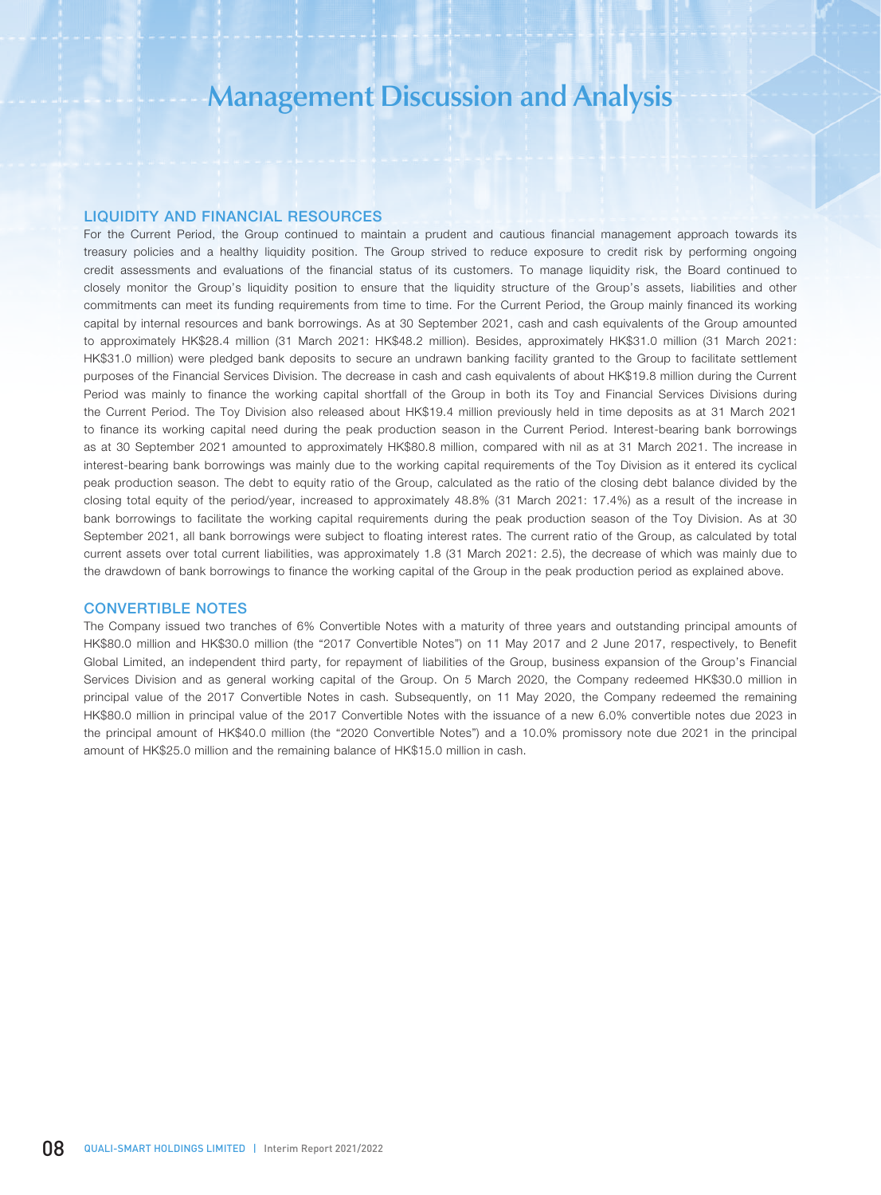# Management Discussion and Analysis

## LIQUIDITY AND FINANCIAL RESOURCES

For the Current Period, the Group continued to maintain a prudent and cautious financial management approach towards its treasury policies and a healthy liquidity position. The Group strived to reduce exposure to credit risk by performing ongoing credit assessments and evaluations of the financial status of its customers. To manage liquidity risk, the Board continued to closely monitor the Group's liquidity position to ensure that the liquidity structure of the Group's assets, liabilities and other commitments can meet its funding requirements from time to time. For the Current Period, the Group mainly financed its working capital by internal resources and bank borrowings. As at 30 September 2021, cash and cash equivalents of the Group amounted to approximately HK$28.4 million (31 March 2021: HK$48.2 million). Besides, approximately HK$31.0 million (31 March 2021: HK$31.0 million) were pledged bank deposits to secure an undrawn banking facility granted to the Group to facilitate settlement purposes of the Financial Services Division. The decrease in cash and cash equivalents of about HK$19.8 million during the Current Period was mainly to finance the working capital shortfall of the Group in both its Toy and Financial Services Divisions during the Current Period. The Toy Division also released about HK$19.4 million previously held in time deposits as at 31 March 2021 to finance its working capital need during the peak production season in the Current Period. Interest-bearing bank borrowings as at 30 September 2021 amounted to approximately HK$80.8 million, compared with nil as at 31 March 2021. The increase in interest-bearing bank borrowings was mainly due to the working capital requirements of the Toy Division as it entered its cyclical peak production season. The debt to equity ratio of the Group, calculated as the ratio of the closing debt balance divided by the closing total equity of the period/year, increased to approximately 48.8% (31 March 2021: 17.4%) as a result of the increase in bank borrowings to facilitate the working capital requirements during the peak production season of the Toy Division. As at 30 September 2021, all bank borrowings were subject to floating interest rates. The current ratio of the Group, as calculated by total current assets over total current liabilities, was approximately 1.8 (31 March 2021: 2.5), the decrease of which was mainly due to the drawdown of bank borrowings to finance the working capital of the Group in the peak production period as explained above.

## CONVERTIBLE NOTES

The Company issued two tranches of 6% Convertible Notes with a maturity of three years and outstanding principal amounts of HK$80.0 million and HK$30.0 million (the "2017 Convertible Notes") on 11 May 2017 and 2 June 2017, respectively, to Benefit Global Limited, an independent third party, for repayment of liabilities of the Group, business expansion of the Group's Financial Services Division and as general working capital of the Group. On 5 March 2020, the Company redeemed HK$30.0 million in principal value of the 2017 Convertible Notes in cash. Subsequently, on 11 May 2020, the Company redeemed the remaining HK$80.0 million in principal value of the 2017 Convertible Notes with the issuance of a new 6.0% convertible notes due 2023 in the principal amount of HK$40.0 million (the "2020 Convertible Notes") and a 10.0% promissory note due 2021 in the principal amount of HK$25.0 million and the remaining balance of HK$15.0 million in cash.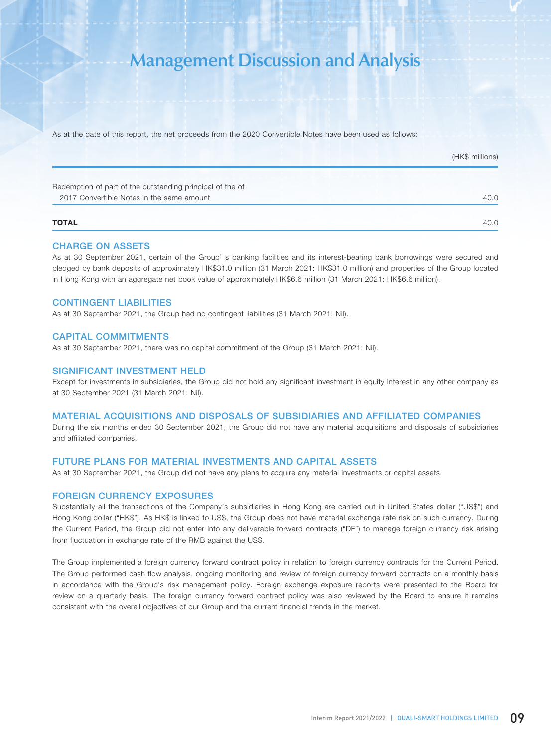# Management Discussion and Analysis

As at the date of this report, the net proceeds from the 2020 Convertible Notes have been used as follows:

| | (HK$ millions) |
|---|---|
| Redemption of part of the outstanding principal of the of 2017 Convertible Notes in the same amount | 40.0 |
| **TOTAL** | 40.0 |

## CHARGE ON ASSETS

As at 30 September 2021, certain of the Group' s banking facilities and its interest-bearing bank borrowings were secured and pledged by bank deposits of approximately HK$31.0 million (31 March 2021: HK$31.0 million) and properties of the Group located in Hong Kong with an aggregate net book value of approximately HK$6.6 million (31 March 2021: HK$6.6 million).

## CONTINGENT LIABILITIES

As at 30 September 2021, the Group had no contingent liabilities (31 March 2021: Nil).

## CAPITAL COMMITMENTS

As at 30 September 2021, there was no capital commitment of the Group (31 March 2021: Nil).

## SIGNIFICANT INVESTMENT HELD

Except for investments in subsidiaries, the Group did not hold any significant investment in equity interest in any other company as at 30 September 2021 (31 March 2021: Nil).

## MATERIAL ACQUISITIONS AND DISPOSALS OF SUBSIDIARIES AND AFFILIATED COMPANIES

During the six months ended 30 September 2021, the Group did not have any material acquisitions and disposals of subsidiaries and affiliated companies.

## FUTURE PLANS FOR MATERIAL INVESTMENTS AND CAPITAL ASSETS

As at 30 September 2021, the Group did not have any plans to acquire any material investments or capital assets.

## FOREIGN CURRENCY EXPOSURES

Substantially all the transactions of the Company's subsidiaries in Hong Kong are carried out in United States dollar ("US$") and Hong Kong dollar ("HK$"). As HK$ is linked to US$, the Group does not have material exchange rate risk on such currency. During the Current Period, the Group did not enter into any deliverable forward contracts ("DF") to manage foreign currency risk arising from fluctuation in exchange rate of the RMB against the US$.

The Group implemented a foreign currency forward contract policy in relation to foreign currency contracts for the Current Period. The Group performed cash flow analysis, ongoing monitoring and review of foreign currency forward contracts on a monthly basis in accordance with the Group's risk management policy. Foreign exchange exposure reports were presented to the Board for review on a quarterly basis. The foreign currency forward contract policy was also reviewed by the Board to ensure it remains consistent with the overall objectives of our Group and the current financial trends in the market.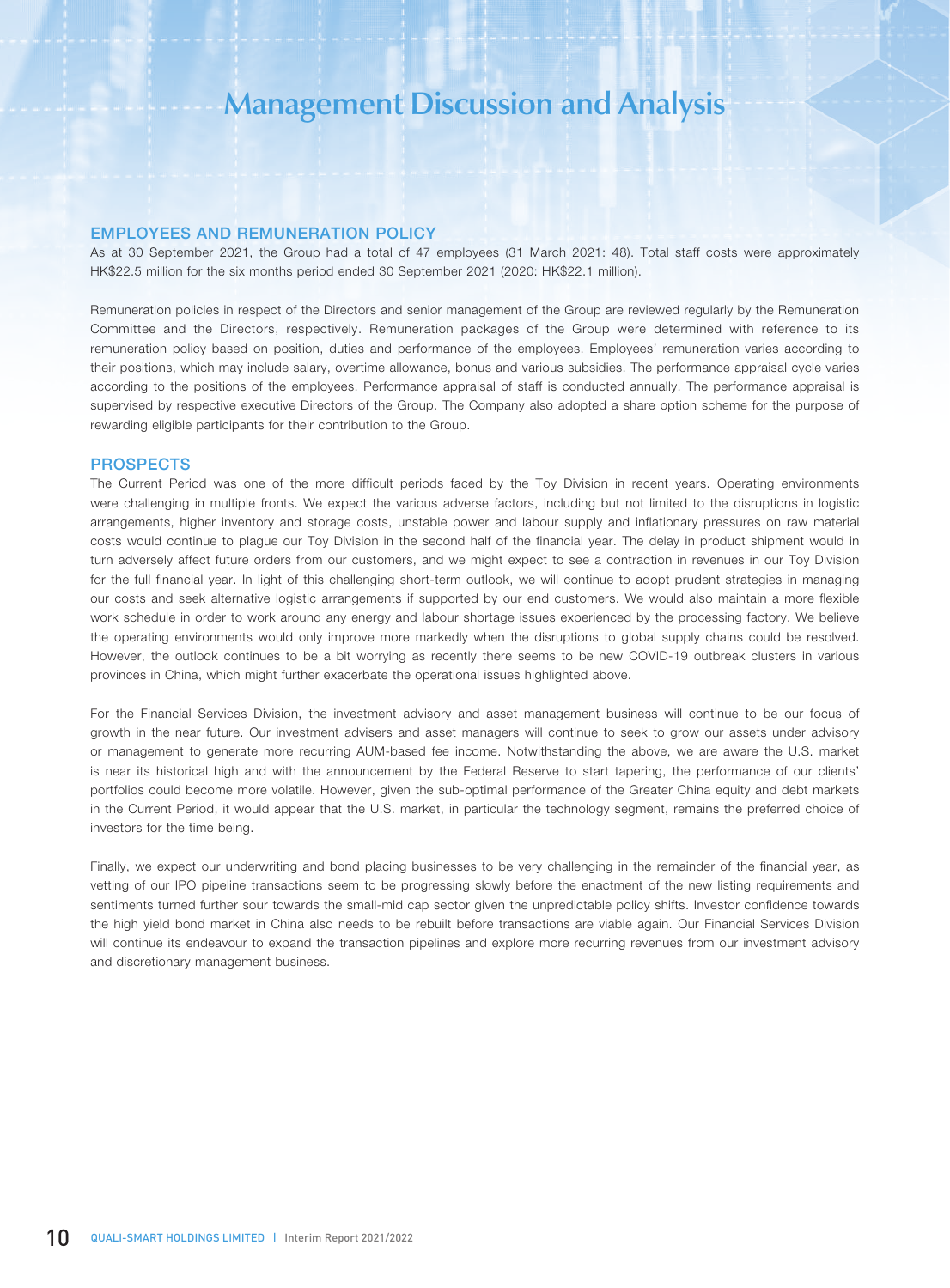# Management Discussion and Analysis

## EMPLOYEES AND REMUNERATION POLICY

As at 30 September 2021, the Group had a total of 47 employees (31 March 2021: 48). Total staff costs were approximately HK$22.5 million for the six months period ended 30 September 2021 (2020: HK$22.1 million).

Remuneration policies in respect of the Directors and senior management of the Group are reviewed regularly by the Remuneration Committee and the Directors, respectively. Remuneration packages of the Group were determined with reference to its remuneration policy based on position, duties and performance of the employees. Employees' remuneration varies according to their positions, which may include salary, overtime allowance, bonus and various subsidies. The performance appraisal cycle varies according to the positions of the employees. Performance appraisal of staff is conducted annually. The performance appraisal is supervised by respective executive Directors of the Group. The Company also adopted a share option scheme for the purpose of rewarding eligible participants for their contribution to the Group.

## PROSPECTS

The Current Period was one of the more difficult periods faced by the Toy Division in recent years. Operating environments were challenging in multiple fronts. We expect the various adverse factors, including but not limited to the disruptions in logistic arrangements, higher inventory and storage costs, unstable power and labour supply and inflationary pressures on raw material costs would continue to plague our Toy Division in the second half of the financial year. The delay in product shipment would in turn adversely affect future orders from our customers, and we might expect to see a contraction in revenues in our Toy Division for the full financial year. In light of this challenging short-term outlook, we will continue to adopt prudent strategies in managing our costs and seek alternative logistic arrangements if supported by our end customers. We would also maintain a more flexible work schedule in order to work around any energy and labour shortage issues experienced by the processing factory. We believe the operating environments would only improve more markedly when the disruptions to global supply chains could be resolved. However, the outlook continues to be a bit worrying as recently there seems to be new COVID-19 outbreak clusters in various provinces in China, which might further exacerbate the operational issues highlighted above.

For the Financial Services Division, the investment advisory and asset management business will continue to be our focus of growth in the near future. Our investment advisers and asset managers will continue to seek to grow our assets under advisory or management to generate more recurring AUM-based fee income. Notwithstanding the above, we are aware the U.S. market is near its historical high and with the announcement by the Federal Reserve to start tapering, the performance of our clients' portfolios could become more volatile. However, given the sub-optimal performance of the Greater China equity and debt markets in the Current Period, it would appear that the U.S. market, in particular the technology segment, remains the preferred choice of investors for the time being.

Finally, we expect our underwriting and bond placing businesses to be very challenging in the remainder of the financial year, as vetting of our IPO pipeline transactions seem to be progressing slowly before the enactment of the new listing requirements and sentiments turned further sour towards the small-mid cap sector given the unpredictable policy shifts. Investor confidence towards the high yield bond market in China also needs to be rebuilt before transactions are viable again. Our Financial Services Division will continue its endeavour to expand the transaction pipelines and explore more recurring revenues from our investment advisory and discretionary management business.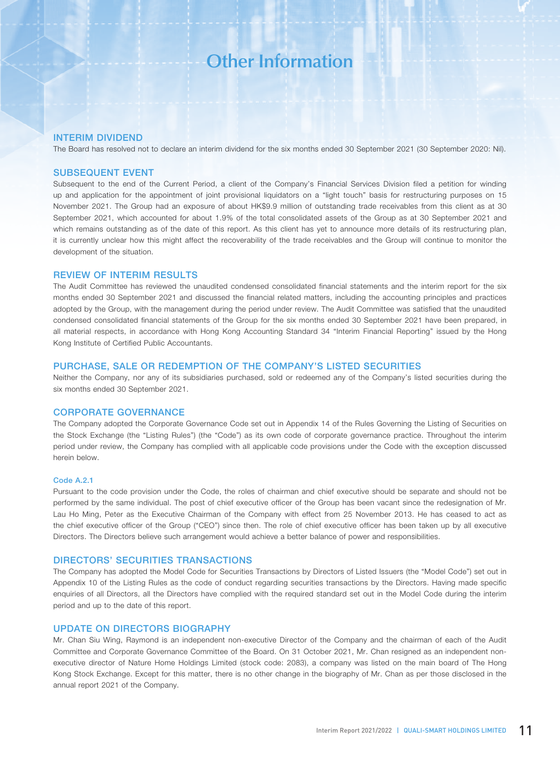# Other Information

## INTERIM DIVIDEND

The Board has resolved not to declare an interim dividend for the six months ended 30 September 2021 (30 September 2020: Nil).

## SUBSEQUENT EVENT

Subsequent to the end of the Current Period, a client of the Company's Financial Services Division filed a petition for winding up and application for the appointment of joint provisional liquidators on a "light touch" basis for restructuring purposes on 15 November 2021. The Group had an exposure of about HK$9.9 million of outstanding trade receivables from this client as at 30 September 2021, which accounted for about 1.9% of the total consolidated assets of the Group as at 30 September 2021 and which remains outstanding as of the date of this report. As this client has yet to announce more details of its restructuring plan, it is currently unclear how this might affect the recoverability of the trade receivables and the Group will continue to monitor the development of the situation.

## REVIEW OF INTERIM RESULTS

The Audit Committee has reviewed the unaudited condensed consolidated financial statements and the interim report for the six months ended 30 September 2021 and discussed the financial related matters, including the accounting principles and practices adopted by the Group, with the management during the period under review. The Audit Committee was satisfied that the unaudited condensed consolidated financial statements of the Group for the six months ended 30 September 2021 have been prepared, in all material respects, in accordance with Hong Kong Accounting Standard 34 "Interim Financial Reporting" issued by the Hong Kong Institute of Certified Public Accountants.

## PURCHASE, SALE OR REDEMPTION OF THE COMPANY'S LISTED SECURITIES

Neither the Company, nor any of its subsidiaries purchased, sold or redeemed any of the Company's listed securities during the six months ended 30 September 2021.

## CORPORATE GOVERNANCE

The Company adopted the Corporate Governance Code set out in Appendix 14 of the Rules Governing the Listing of Securities on the Stock Exchange (the "Listing Rules") (the "Code") as its own code of corporate governance practice. Throughout the interim period under review, the Company has complied with all applicable code provisions under the Code with the exception discussed herein below.

### Code A.2.1

Pursuant to the code provision under the Code, the roles of chairman and chief executive should be separate and should not be performed by the same individual. The post of chief executive officer of the Group has been vacant since the redesignation of Mr. Lau Ho Ming, Peter as the Executive Chairman of the Company with effect from 25 November 2013. He has ceased to act as the chief executive officer of the Group ("CEO") since then. The role of chief executive officer has been taken up by all executive Directors. The Directors believe such arrangement would achieve a better balance of power and responsibilities.

## DIRECTORS' SECURITIES TRANSACTIONS

The Company has adopted the Model Code for Securities Transactions by Directors of Listed Issuers (the "Model Code") set out in Appendix 10 of the Listing Rules as the code of conduct regarding securities transactions by the Directors. Having made specific enquiries of all Directors, all the Directors have complied with the required standard set out in the Model Code during the interim period and up to the date of this report.

## UPDATE ON DIRECTORS BIOGRAPHY

Mr. Chan Siu Wing, Raymond is an independent non-executive Director of the Company and the chairman of each of the Audit Committee and Corporate Governance Committee of the Board. On 31 October 2021, Mr. Chan resigned as an independent non-executive director of Nature Home Holdings Limited (stock code: 2083), a company was listed on the main board of The Hong Kong Stock Exchange. Except for this matter, there is no other change in the biography of Mr. Chan as per those disclosed in the annual report 2021 of the Company.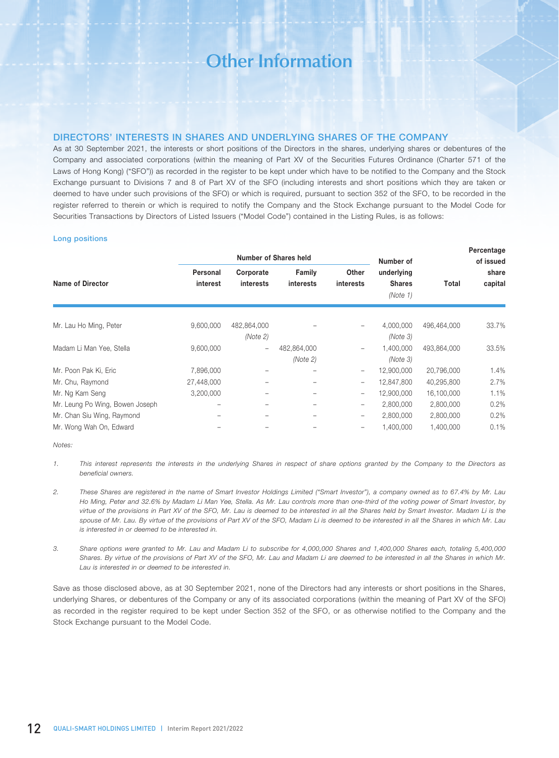# Other Information

## DIRECTORS' INTERESTS IN SHARES AND UNDERLYING SHARES OF THE COMPANY

As at 30 September 2021, the interests or short positions of the Directors in the shares, underlying shares or debentures of the Company and associated corporations (within the meaning of Part XV of the Securities Futures Ordinance (Charter 571 of the Laws of Hong Kong) ("SFO")) as recorded in the register to be kept under which have to be notified to the Company and the Stock Exchange pursuant to Divisions 7 and 8 of Part XV of the SFO (including interests and short positions which they are taken or deemed to have under such provisions of the SFO) or which is required, pursuant to section 352 of the SFO, to be recorded in the register referred to therein or which is required to notify the Company and the Stock Exchange pursuant to the Model Code for Securities Transactions by Directors of Listed Issuers ("Model Code") contained in the Listing Rules, is as follows:

### Long positions

| Name of Director | Number of Shares held | | | | Number of underlying Shares *(Note 1)* | Total | Percentage of issued share capital |
|---|---|---|---|---|---|---|---|
| | Personal interest | Corporate interests | Family interests | Other interests | | | |
| Mr. Lau Ho Ming, Peter | 9,600,000 | 482,864,000 *(Note 2)* | – | – | 4,000,000 *(Note 3)* | 496,464,000 | 33.7% |
| Madam Li Man Yee, Stella | 9,600,000 | – | 482,864,000 *(Note 2)* | – | 1,400,000 *(Note 3)* | 493,864,000 | 33.5% |
| Mr. Poon Pak Ki, Eric | 7,896,000 | – | – | – | 12,900,000 | 20,796,000 | 1.4% |
| Mr. Chu, Raymond | 27,448,000 | – | – | – | 12,847,800 | 40,295,800 | 2.7% |
| Mr. Ng Kam Seng | 3,200,000 | – | – | – | 12,900,000 | 16,100,000 | 1.1% |
| Mr. Leung Po Wing, Bowen Joseph | – | – | – | – | 2,800,000 | 2,800,000 | 0.2% |
| Mr. Chan Siu Wing, Raymond | – | – | – | – | 2,800,000 | 2,800,000 | 0.2% |
| Mr. Wong Wah On, Edward | – | – | – | – | 1,400,000 | 1,400,000 | 0.1% |

*Notes:*

1. *This interest represents the interests in the underlying Shares in respect of share options granted by the Company to the Directors as beneficial owners.*

2. *These Shares are registered in the name of Smart Investor Holdings Limited ("Smart Investor"), a company owned as to 67.4% by Mr. Lau Ho Ming, Peter and 32.6% by Madam Li Man Yee, Stella. As Mr. Lau controls more than one-third of the voting power of Smart Investor, by virtue of the provisions in Part XV of the SFO, Mr. Lau is deemed to be interested in all the Shares held by Smart Investor. Madam Li is the spouse of Mr. Lau. By virtue of the provisions of Part XV of the SFO, Madam Li is deemed to be interested in all the Shares in which Mr. Lau is interested in or deemed to be interested in.*

3. *Share options were granted to Mr. Lau and Madam Li to subscribe for 4,000,000 Shares and 1,400,000 Shares each, totaling 5,400,000 Shares. By virtue of the provisions of Part XV of the SFO, Mr. Lau and Madam Li are deemed to be interested in all the Shares in which Mr. Lau is interested in or deemed to be interested in.*

Save as those disclosed above, as at 30 September 2021, none of the Directors had any interests or short positions in the Shares, underlying Shares, or debentures of the Company or any of its associated corporations (within the meaning of Part XV of the SFO) as recorded in the register required to be kept under Section 352 of the SFO, or as otherwise notified to the Company and the Stock Exchange pursuant to the Model Code.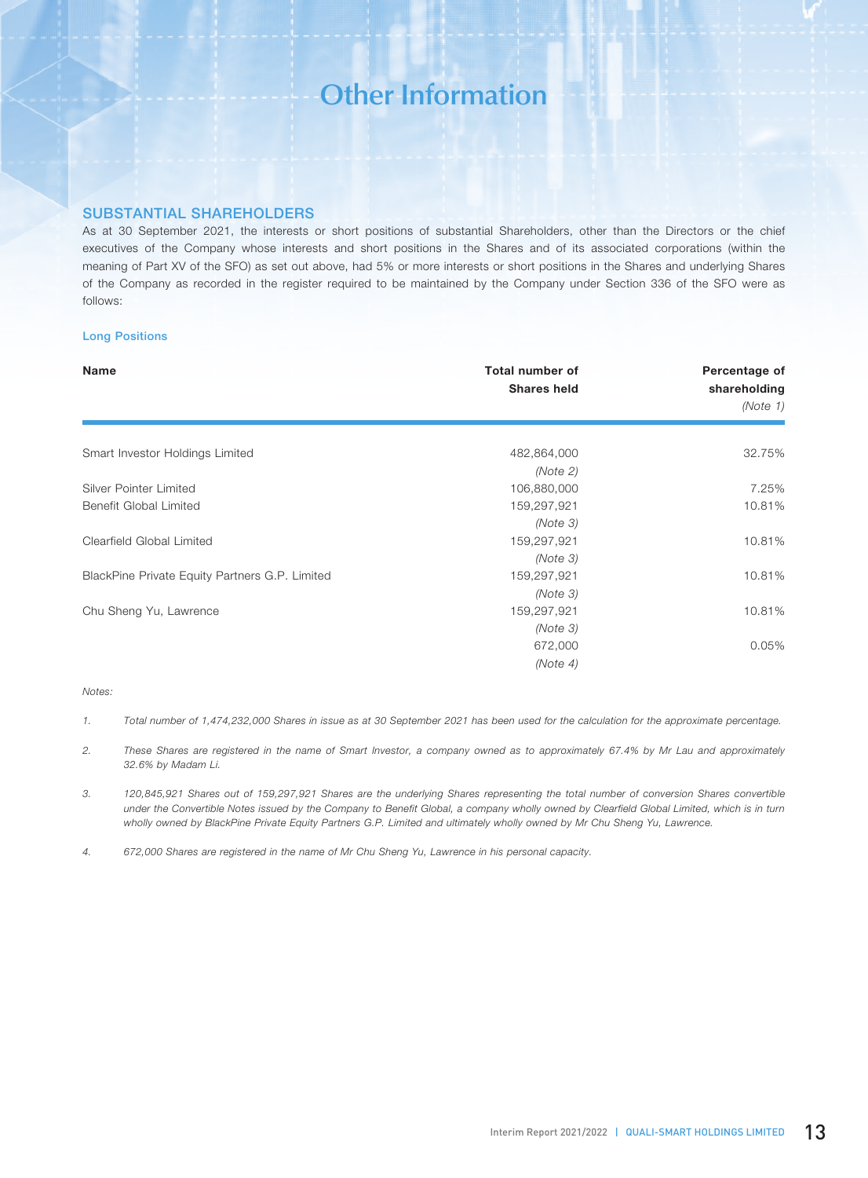# Other Information

## SUBSTANTIAL SHAREHOLDERS

As at 30 September 2021, the interests or short positions of substantial Shareholders, other than the Directors or the chief executives of the Company whose interests and short positions in the Shares and of its associated corporations (within the meaning of Part XV of the SFO) as set out above, had 5% or more interests or short positions in the Shares and underlying Shares of the Company as recorded in the register required to be maintained by the Company under Section 336 of the SFO were as follows:

### Long Positions

| Name | Total number of Shares held | Percentage of shareholding *(Note 1)* |
|---|---|---|
| Smart Investor Holdings Limited | 482,864,000 *(Note 2)* | 32.75% |
| Silver Pointer Limited | 106,880,000 | 7.25% |
| Benefit Global Limited | 159,297,921 *(Note 3)* | 10.81% |
| Clearfield Global Limited | 159,297,921 *(Note 3)* | 10.81% |
| BlackPine Private Equity Partners G.P. Limited | 159,297,921 *(Note 3)* | 10.81% |
| Chu Sheng Yu, Lawrence | 159,297,921 *(Note 3)* | 10.81% |
| | 672,000 *(Note 4)* | 0.05% |

*Notes:*

1. *Total number of 1,474,232,000 Shares in issue as at 30 September 2021 has been used for the calculation for the approximate percentage.*

2. *These Shares are registered in the name of Smart Investor, a company owned as to approximately 67.4% by Mr Lau and approximately 32.6% by Madam Li.*

3. *120,845,921 Shares out of 159,297,921 Shares are the underlying Shares representing the total number of conversion Shares convertible under the Convertible Notes issued by the Company to Benefit Global, a company wholly owned by Clearfield Global Limited, which is in turn wholly owned by BlackPine Private Equity Partners G.P. Limited and ultimately wholly owned by Mr Chu Sheng Yu, Lawrence.*

4. *672,000 Shares are registered in the name of Mr Chu Sheng Yu, Lawrence in his personal capacity.*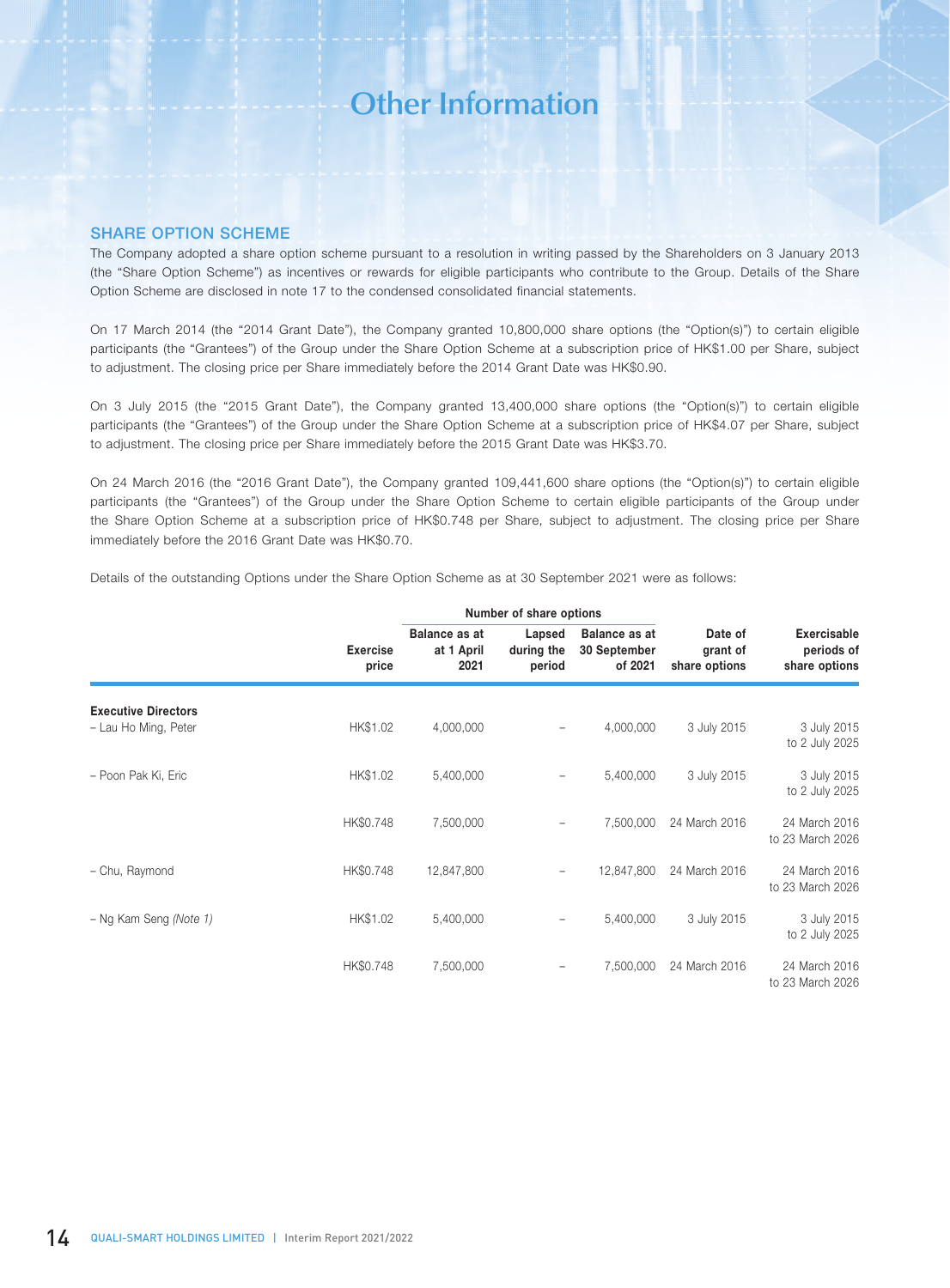# Other Information

## SHARE OPTION SCHEME

The Company adopted a share option scheme pursuant to a resolution in writing passed by the Shareholders on 3 January 2013 (the "Share Option Scheme") as incentives or rewards for eligible participants who contribute to the Group. Details of the Share Option Scheme are disclosed in note 17 to the condensed consolidated financial statements.

On 17 March 2014 (the "2014 Grant Date"), the Company granted 10,800,000 share options (the "Option(s)") to certain eligible participants (the "Grantees") of the Group under the Share Option Scheme at a subscription price of HK$1.00 per Share, subject to adjustment. The closing price per Share immediately before the 2014 Grant Date was HK$0.90.

On 3 July 2015 (the "2015 Grant Date"), the Company granted 13,400,000 share options (the "Option(s)") to certain eligible participants (the "Grantees") of the Group under the Share Option Scheme at a subscription price of HK$4.07 per Share, subject to adjustment. The closing price per Share immediately before the 2015 Grant Date was HK$3.70.

On 24 March 2016 (the "2016 Grant Date"), the Company granted 109,441,600 share options (the "Option(s)") to certain eligible participants (the "Grantees") of the Group under the Share Option Scheme to certain eligible participants of the Group under the Share Option Scheme at a subscription price of HK$0.748 per Share, subject to adjustment. The closing price per Share immediately before the 2016 Grant Date was HK$0.70.

Details of the outstanding Options under the Share Option Scheme as at 30 September 2021 were as follows:

| | | Number of share options | | | | |
|---|---|---|---|---|---|---|
| | Exercise price | Balance as at at 1 April 2021 | Lapsed during the period | Balance as at 30 September of 2021 | Date of grant of share options | Exercisable periods of share options |
| **Executive Directors** | | | | | | |
| – Lau Ho Ming, Peter | HK$1.02 | 4,000,000 | – | 4,000,000 | 3 July 2015 | 3 July 2015 to 2 July 2025 |
| – Poon Pak Ki, Eric | HK$1.02 | 5,400,000 | – | 5,400,000 | 3 July 2015 | 3 July 2015 to 2 July 2025 |
| | HK$0.748 | 7,500,000 | – | 7,500,000 | 24 March 2016 | 24 March 2016 to 23 March 2026 |
| – Chu, Raymond | HK$0.748 | 12,847,800 | – | 12,847,800 | 24 March 2016 | 24 March 2016 to 23 March 2026 |
| – Ng Kam Seng *(Note 1)* | HK$1.02 | 5,400,000 | – | 5,400,000 | 3 July 2015 | 3 July 2015 to 2 July 2025 |
| | HK$0.748 | 7,500,000 | – | 7,500,000 | 24 March 2016 | 24 March 2016 to 23 March 2026 |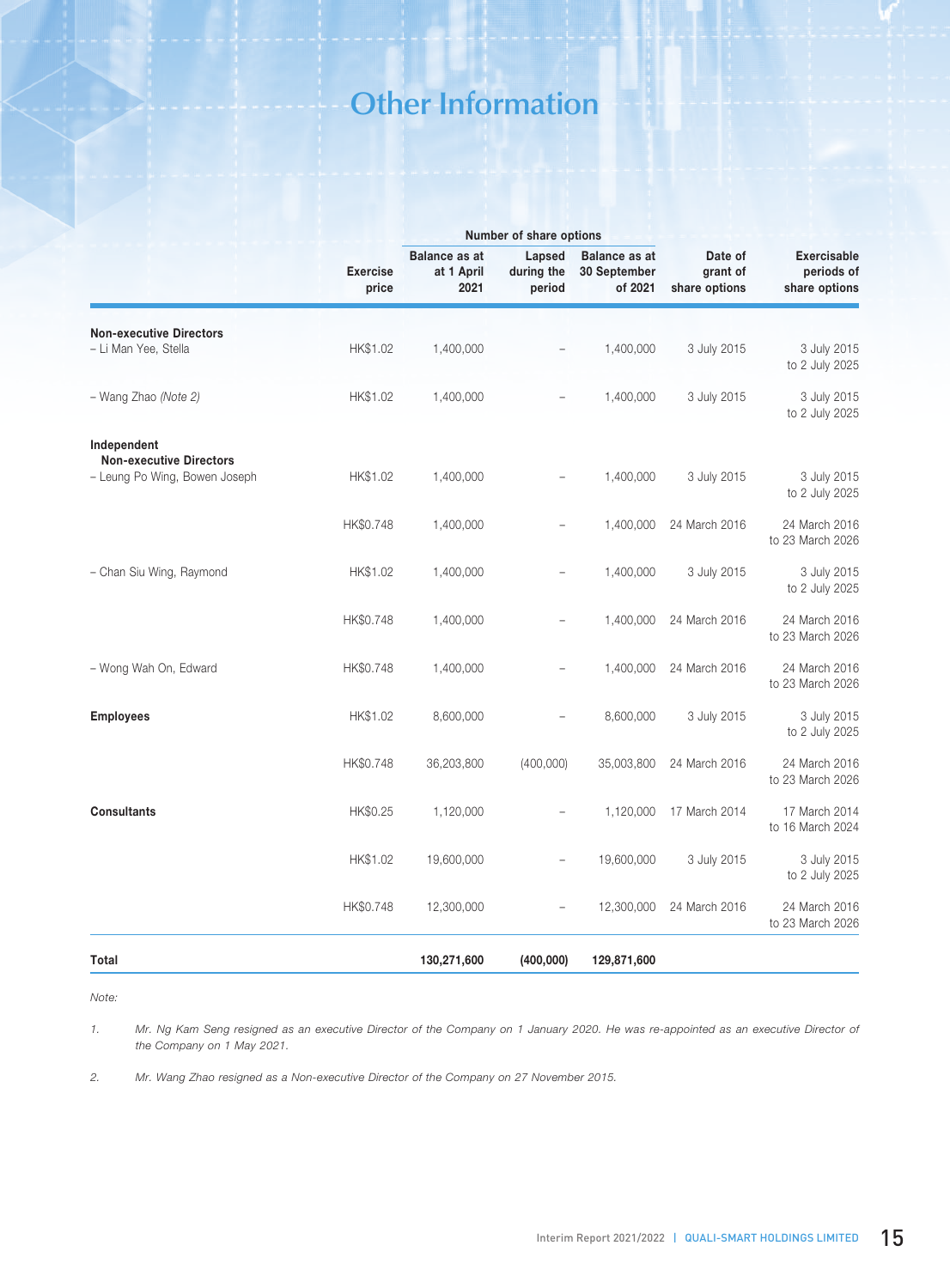# Other Information

| | Exercise price | Number of share options | | | Date of grant of share options | Exercisable periods of share options |
|---|---|---|---|---|---|---|
| | | Balance as at at 1 April 2021 | Lapsed during the period | Balance as at 30 September of 2021 | | |
| **Non-executive Directors** | | | | | | |
| – Li Man Yee, Stella | HK$1.02 | 1,400,000 | – | 1,400,000 | 3 July 2015 | 3 July 2015 to 2 July 2025 |
| – Wang Zhao *(Note 2)* | HK$1.02 | 1,400,000 | – | 1,400,000 | 3 July 2015 | 3 July 2015 to 2 July 2025 |
| **Independent Non-executive Directors** | | | | | | |
| – Leung Po Wing, Bowen Joseph | HK$1.02 | 1,400,000 | – | 1,400,000 | 3 July 2015 | 3 July 2015 to 2 July 2025 |
| | HK$0.748 | 1,400,000 | – | 1,400,000 | 24 March 2016 | 24 March 2016 to 23 March 2026 |
| – Chan Siu Wing, Raymond | HK$1.02 | 1,400,000 | – | 1,400,000 | 3 July 2015 | 3 July 2015 to 2 July 2025 |
| | HK$0.748 | 1,400,000 | – | 1,400,000 | 24 March 2016 | 24 March 2016 to 23 March 2026 |
| – Wong Wah On, Edward | HK$0.748 | 1,400,000 | – | 1,400,000 | 24 March 2016 | 24 March 2016 to 23 March 2026 |
| **Employees** | HK$1.02 | 8,600,000 | – | 8,600,000 | 3 July 2015 | 3 July 2015 to 2 July 2025 |
| | HK$0.748 | 36,203,800 | (400,000) | 35,003,800 | 24 March 2016 | 24 March 2016 to 23 March 2026 |
| **Consultants** | HK$0.25 | 1,120,000 | – | 1,120,000 | 17 March 2014 | 17 March 2014 to 16 March 2024 |
| | HK$1.02 | 19,600,000 | – | 19,600,000 | 3 July 2015 | 3 July 2015 to 2 July 2025 |
| | HK$0.748 | 12,300,000 | – | 12,300,000 | 24 March 2016 | 24 March 2016 to 23 March 2026 |
| **Total** | | **130,271,600** | **(400,000)** | **129,871,600** | | |

*Note:*

1. *Mr. Ng Kam Seng resigned as an executive Director of the Company on 1 January 2020. He was re-appointed as an executive Director of the Company on 1 May 2021.*

2. *Mr. Wang Zhao resigned as a Non-executive Director of the Company on 27 November 2015.*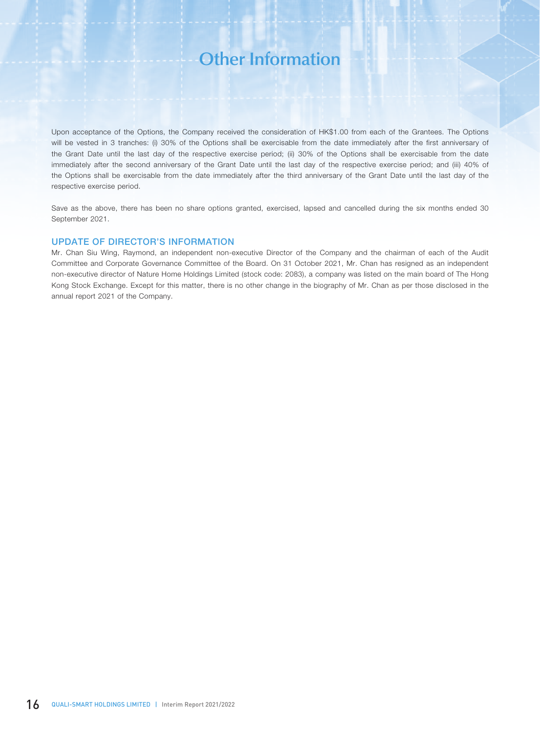# Other Information

Upon acceptance of the Options, the Company received the consideration of HK$1.00 from each of the Grantees. The Options will be vested in 3 tranches: (i) 30% of the Options shall be exercisable from the date immediately after the first anniversary of the Grant Date until the last day of the respective exercise period; (ii) 30% of the Options shall be exercisable from the date immediately after the second anniversary of the Grant Date until the last day of the respective exercise period; and (iii) 40% of the Options shall be exercisable from the date immediately after the third anniversary of the Grant Date until the last day of the respective exercise period.

Save as the above, there has been no share options granted, exercised, lapsed and cancelled during the six months ended 30 September 2021.

## UPDATE OF DIRECTOR'S INFORMATION

Mr. Chan Siu Wing, Raymond, an independent non-executive Director of the Company and the chairman of each of the Audit Committee and Corporate Governance Committee of the Board. On 31 October 2021, Mr. Chan has resigned as an independent non-executive director of Nature Home Holdings Limited (stock code: 2083), a company was listed on the main board of The Hong Kong Stock Exchange. Except for this matter, there is no other change in the biography of Mr. Chan as per those disclosed in the annual report 2021 of the Company.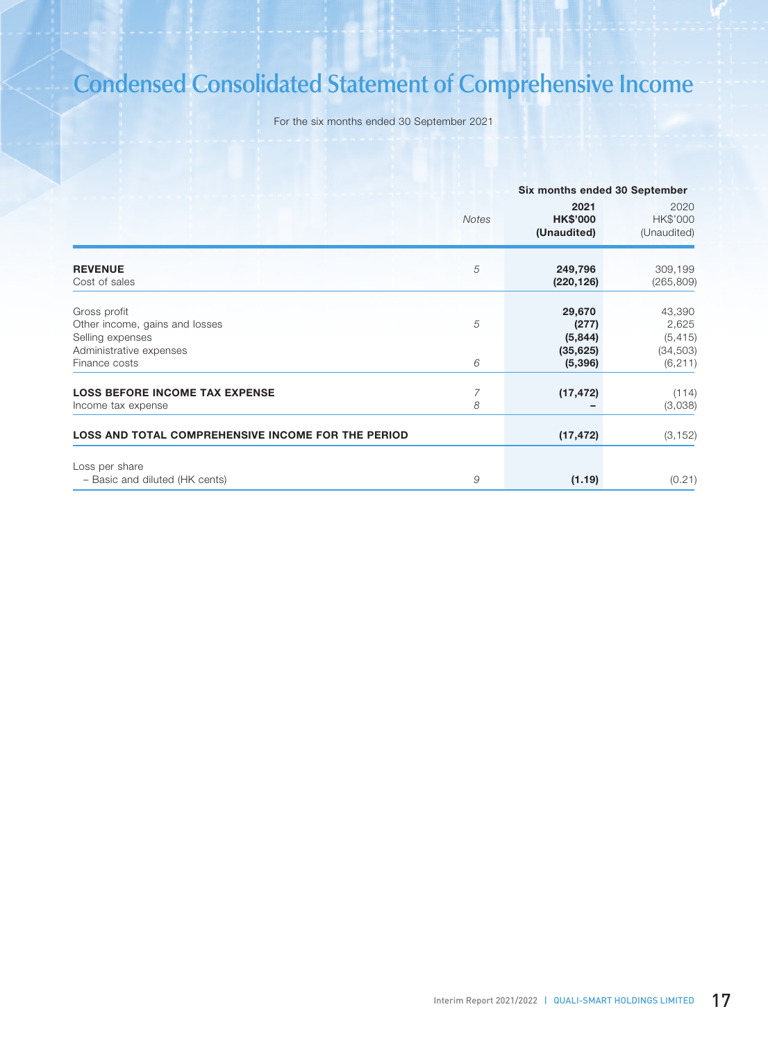# Condensed Consolidated Statement of Comprehensive Income

For the six months ended 30 September 2021

| | Notes | Six months ended 30 September 2021 HK$'000 (Unaudited) | 2020 HK$'000 (Unaudited) |
|---|---|---|---|
| **REVENUE** | 5 | **249,796** | 309,199 |
| Cost of sales | | **(220,126)** | (265,809) |
| Gross profit | | **29,670** | 43,390 |
| Other income, gains and losses | 5 | **(277)** | 2,625 |
| Selling expenses | | **(5,844)** | (5,415) |
| Administrative expenses | | **(35,625)** | (34,503) |
| Finance costs | 6 | **(5,396)** | (6,211) |
| **LOSS BEFORE INCOME TAX EXPENSE** | 7 | **(17,472)** | (114) |
| Income tax expense | 8 | **–** | (3,038) |
| **LOSS AND TOTAL COMPREHENSIVE INCOME FOR THE PERIOD** | | **(17,472)** | (3,152) |
| Loss per share | | | |
| – Basic and diluted (HK cents) | 9 | **(1.19)** | (0.21) |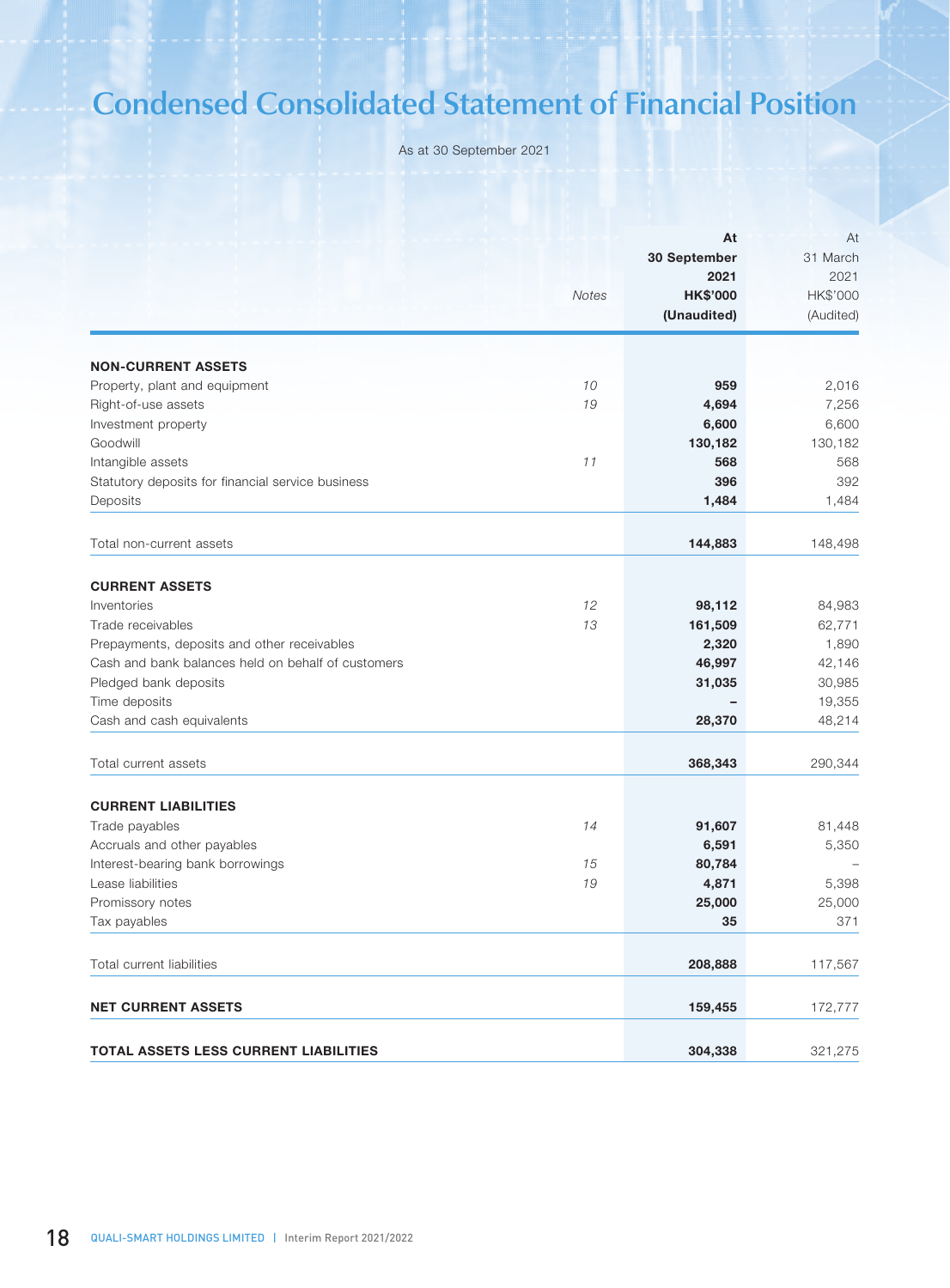# Condensed Consolidated Statement of Financial Position

As at 30 September 2021

| | Notes | **At 30 September 2021 HK$'000 (Unaudited)** | At 31 March 2021 HK$'000 (Audited) |
|---|---|---|---|
| **NON-CURRENT ASSETS** | | | |
| Property, plant and equipment | *10* | **959** | 2,016 |
| Right-of-use assets | *19* | **4,694** | 7,256 |
| Investment property | | **6,600** | 6,600 |
| Goodwill | | **130,182** | 130,182 |
| Intangible assets | *11* | **568** | 568 |
| Statutory deposits for financial service business | | **396** | 392 |
| Deposits | | **1,484** | 1,484 |
| Total non-current assets | | **144,883** | 148,498 |
| **CURRENT ASSETS** | | | |
| Inventories | *12* | **98,112** | 84,983 |
| Trade receivables | *13* | **161,509** | 62,771 |
| Prepayments, deposits and other receivables | | **2,320** | 1,890 |
| Cash and bank balances held on behalf of customers | | **46,997** | 42,146 |
| Pledged bank deposits | | **31,035** | 30,985 |
| Time deposits | | **–** | 19,355 |
| Cash and cash equivalents | | **28,370** | 48,214 |
| Total current assets | | **368,343** | 290,344 |
| **CURRENT LIABILITIES** | | | |
| Trade payables | *14* | **91,607** | 81,448 |
| Accruals and other payables | | **6,591** | 5,350 |
| Interest-bearing bank borrowings | *15* | **80,784** | – |
| Lease liabilities | *19* | **4,871** | 5,398 |
| Promissory notes | | **25,000** | 25,000 |
| Tax payables | | **35** | 371 |
| Total current liabilities | | **208,888** | 117,567 |
| **NET CURRENT ASSETS** | | **159,455** | 172,777 |
| **TOTAL ASSETS LESS CURRENT LIABILITIES** | | **304,338** | 321,275 |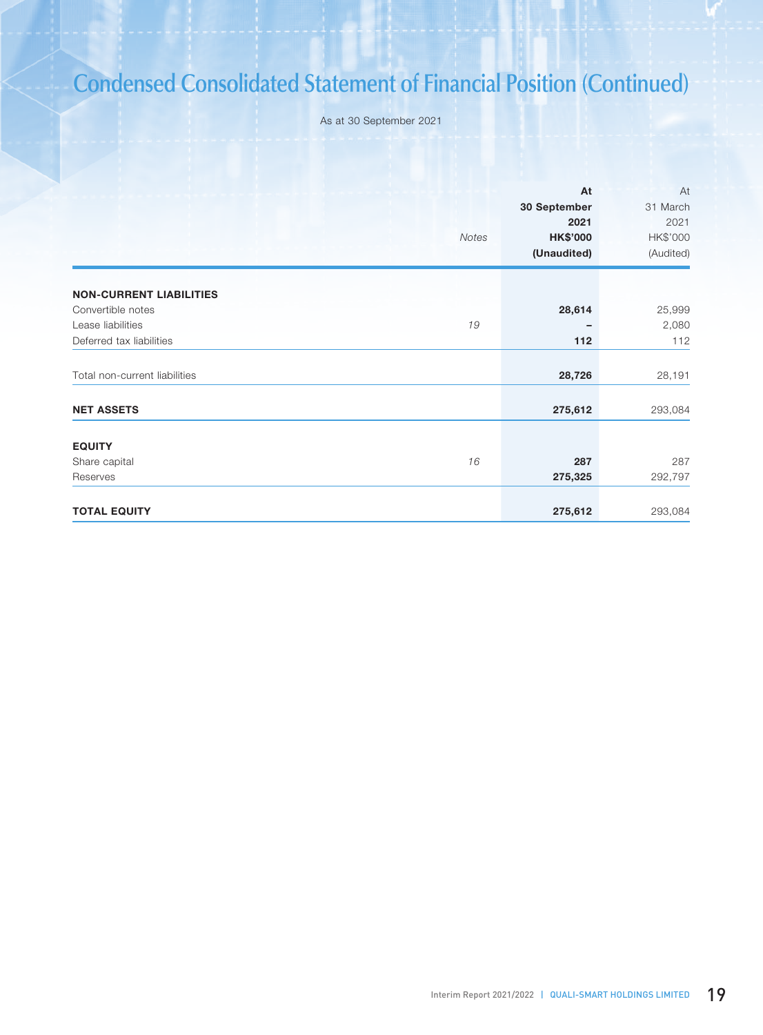# Condensed Consolidated Statement of Financial Position (Continued)

As at 30 September 2021

| | Notes | At 30 September 2021 HK$'000 (Unaudited) | At 31 March 2021 HK$'000 (Audited) |
|---|---|---|---|
| **NON-CURRENT LIABILITIES** | | | |
| Convertible notes | | **28,614** | 25,999 |
| Lease liabilities | *19* | **–** | 2,080 |
| Deferred tax liabilities | | **112** | 112 |
| Total non-current liabilities | | **28,726** | 28,191 |
| **NET ASSETS** | | **275,612** | 293,084 |
| **EQUITY** | | | |
| Share capital | *16* | **287** | 287 |
| Reserves | | **275,325** | 292,797 |
| **TOTAL EQUITY** | | **275,612** | 293,084 |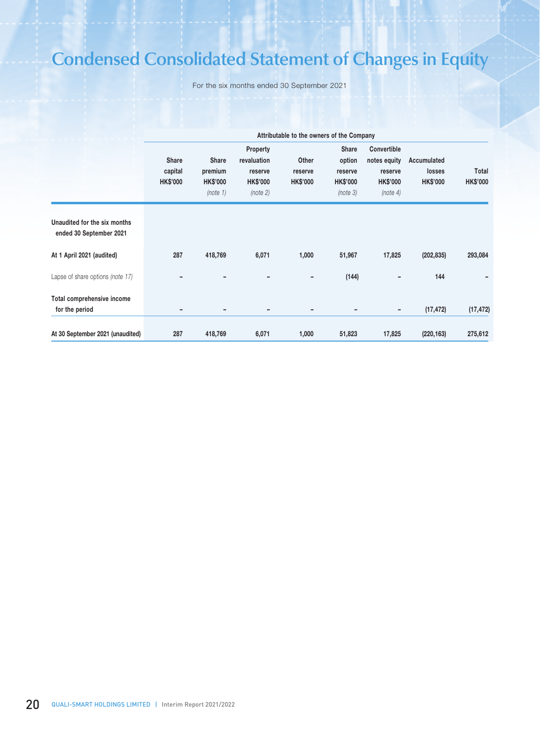# Condensed Consolidated Statement of Changes in Equity

For the six months ended 30 September 2021

| | Attributable to the owners of the Company | | | | | | | |
|---|---|---|---|---|---|---|---|---|
| | Share capital HK$'000 | Share premium HK$'000 *(note 1)* | Property revaluation reserve HK$'000 *(note 2)* | Other reserve HK$'000 | Share option reserve HK$'000 *(note 3)* | Convertible notes equity reserve HK$'000 *(note 4)* | Accumulated losses HK$'000 | Total HK$'000 |
| **Unaudited for the six months ended 30 September 2021** | | | | | | | | |
| **At 1 April 2021 (audited)** | 287 | 418,769 | 6,071 | 1,000 | 51,967 | 17,825 | (202,835) | 293,084 |
| Lapse of share options *(note 17)* | – | – | – | – | (144) | – | 144 | – |
| **Total comprehensive income for the period** | – | – | – | – | – | – | (17,472) | (17,472) |
| **At 30 September 2021 (unaudited)** | 287 | 418,769 | 6,071 | 1,000 | 51,823 | 17,825 | (220,163) | 275,612 |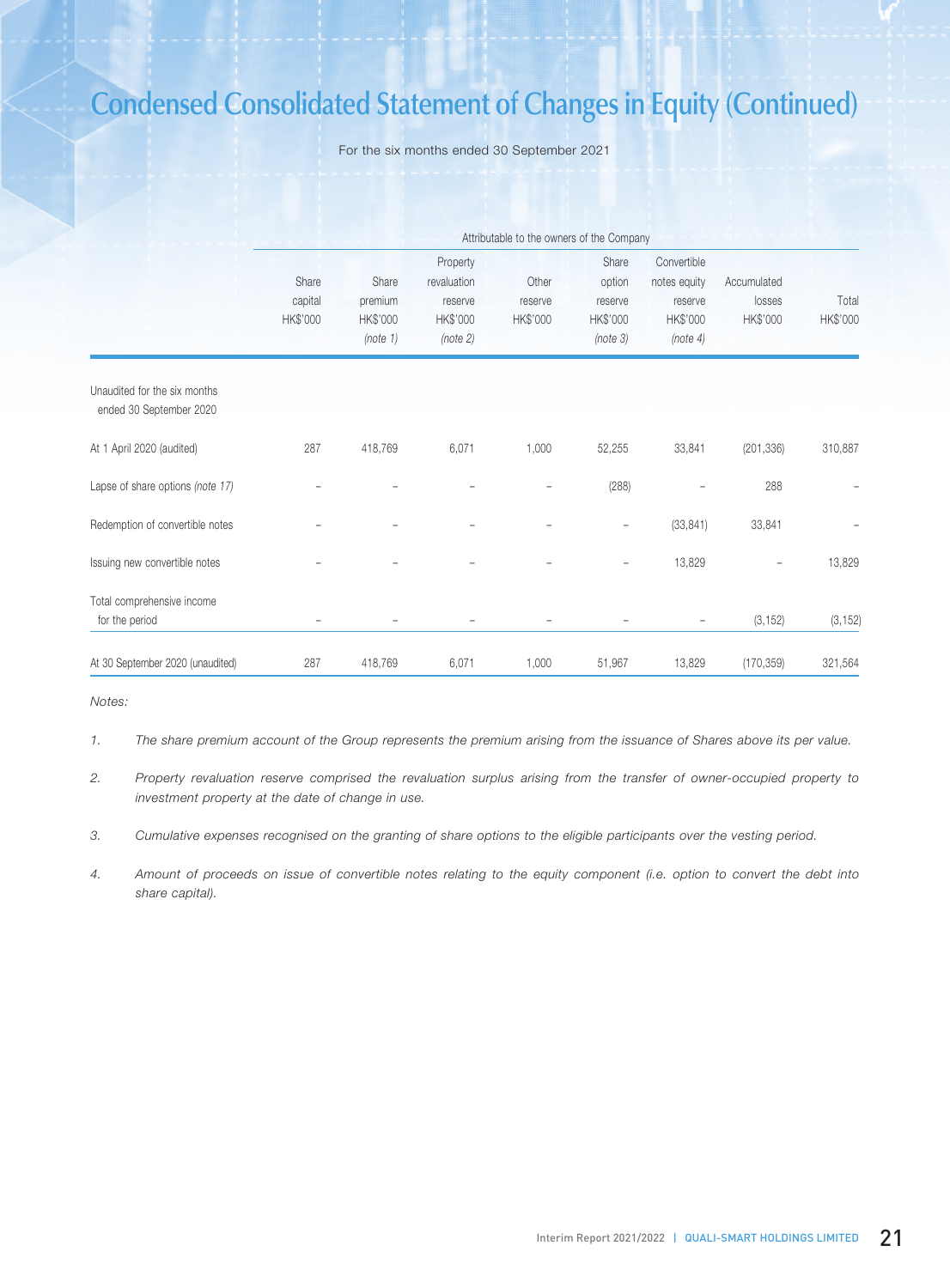# Condensed Consolidated Statement of Changes in Equity (Continued)

For the six months ended 30 September 2021

| | Attributable to the owners of the Company | | | | | | | |
|---|---|---|---|---|---|---|---|---|
| | Share capital HK$'000 | Share premium HK$'000 *(note 1)* | Property revaluation reserve HK$'000 *(note 2)* | Other reserve HK$'000 | Share option reserve HK$'000 *(note 3)* | Convertible notes equity reserve HK$'000 *(note 4)* | Accumulated losses HK$'000 | Total HK$'000 |
| Unaudited for the six months ended 30 September 2020 | | | | | | | | |
| At 1 April 2020 (audited) | 287 | 418,769 | 6,071 | 1,000 | 52,255 | 33,841 | (201,336) | 310,887 |
| Lapse of share options *(note 17)* | – | – | – | – | (288) | – | 288 | – |
| Redemption of convertible notes | – | – | – | – | – | (33,841) | 33,841 | – |
| Issuing new convertible notes | – | – | – | – | – | 13,829 | – | 13,829 |
| Total comprehensive income for the period | – | – | – | – | – | – | (3,152) | (3,152) |
| At 30 September 2020 (unaudited) | 287 | 418,769 | 6,071 | 1,000 | 51,967 | 13,829 | (170,359) | 321,564 |

*Notes:*

1. *The share premium account of the Group represents the premium arising from the issuance of Shares above its per value.*
2. *Property revaluation reserve comprised the revaluation surplus arising from the transfer of owner-occupied property to investment property at the date of change in use.*
3. *Cumulative expenses recognised on the granting of share options to the eligible participants over the vesting period.*
4. *Amount of proceeds on issue of convertible notes relating to the equity component (i.e. option to convert the debt into share capital).*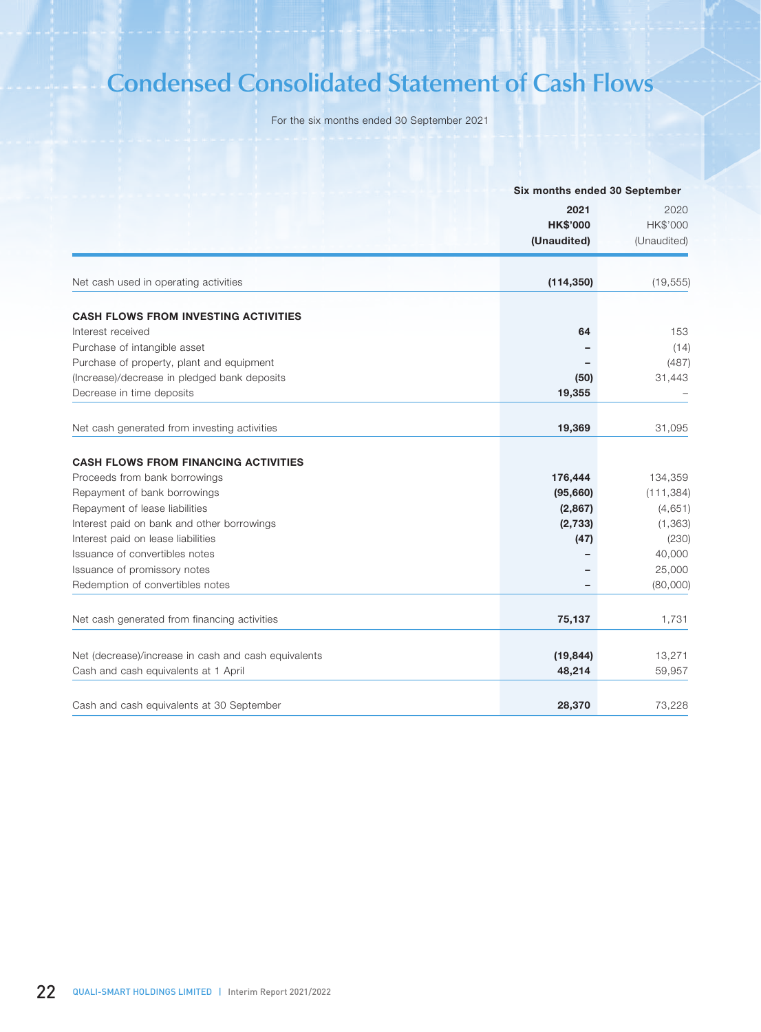# Condensed Consolidated Statement of Cash Flows

For the six months ended 30 September 2021

| | Six months ended 30 September | |
|---|---|---|
| | **2021** | 2020 |
| | **HK$'000** | HK$'000 |
| | **(Unaudited)** | (Unaudited) |
| Net cash used in operating activities | **(114,350)** | (19,555) |
| **CASH FLOWS FROM INVESTING ACTIVITIES** | | |
| Interest received | **64** | 153 |
| Purchase of intangible asset | **–** | (14) |
| Purchase of property, plant and equipment | **–** | (487) |
| (Increase)/decrease in pledged bank deposits | **(50)** | 31,443 |
| Decrease in time deposits | **19,355** | – |
| Net cash generated from investing activities | **19,369** | 31,095 |
| **CASH FLOWS FROM FINANCING ACTIVITIES** | | |
| Proceeds from bank borrowings | **176,444** | 134,359 |
| Repayment of bank borrowings | **(95,660)** | (111,384) |
| Repayment of lease liabilities | **(2,867)** | (4,651) |
| Interest paid on bank and other borrowings | **(2,733)** | (1,363) |
| Interest paid on lease liabilities | **(47)** | (230) |
| Issuance of convertibles notes | **–** | 40,000 |
| Issuance of promissory notes | **–** | 25,000 |
| Redemption of convertibles notes | **–** | (80,000) |
| Net cash generated from financing activities | **75,137** | 1,731 |
| Net (decrease)/increase in cash and cash equivalents | **(19,844)** | 13,271 |
| Cash and cash equivalents at 1 April | **48,214** | 59,957 |
| Cash and cash equivalents at 30 September | **28,370** | 73,228 |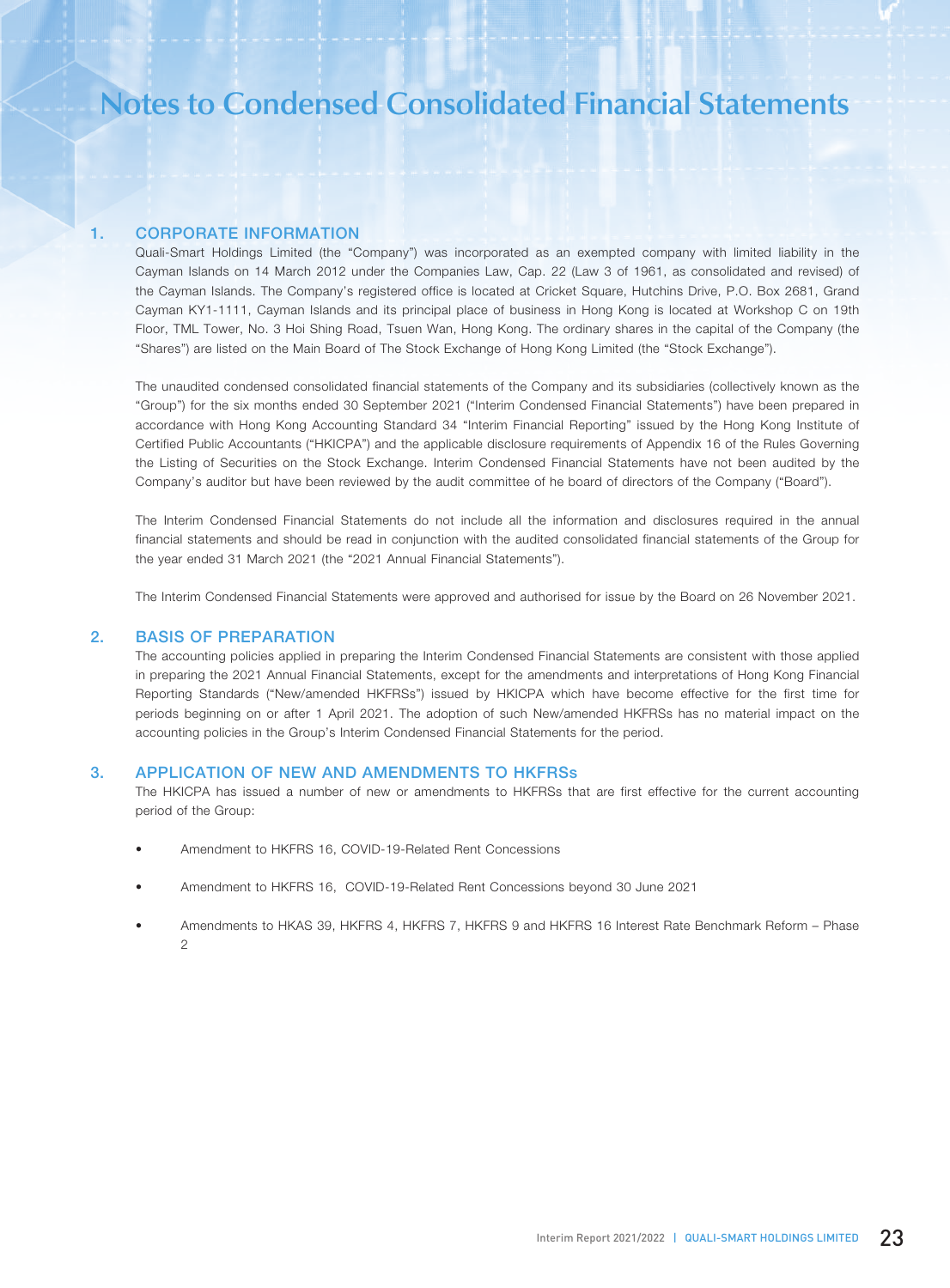# Notes to Condensed Consolidated Financial Statements

## 1. CORPORATE INFORMATION

Quali-Smart Holdings Limited (the "Company") was incorporated as an exempted company with limited liability in the Cayman Islands on 14 March 2012 under the Companies Law, Cap. 22 (Law 3 of 1961, as consolidated and revised) of the Cayman Islands. The Company's registered office is located at Cricket Square, Hutchins Drive, P.O. Box 2681, Grand Cayman KY1-1111, Cayman Islands and its principal place of business in Hong Kong is located at Workshop C on 19th Floor, TML Tower, No. 3 Hoi Shing Road, Tsuen Wan, Hong Kong. The ordinary shares in the capital of the Company (the "Shares") are listed on the Main Board of The Stock Exchange of Hong Kong Limited (the "Stock Exchange").

The unaudited condensed consolidated financial statements of the Company and its subsidiaries (collectively known as the "Group") for the six months ended 30 September 2021 ("Interim Condensed Financial Statements") have been prepared in accordance with Hong Kong Accounting Standard 34 "Interim Financial Reporting" issued by the Hong Kong Institute of Certified Public Accountants ("HKICPA") and the applicable disclosure requirements of Appendix 16 of the Rules Governing the Listing of Securities on the Stock Exchange. Interim Condensed Financial Statements have not been audited by the Company's auditor but have been reviewed by the audit committee of he board of directors of the Company ("Board").

The Interim Condensed Financial Statements do not include all the information and disclosures required in the annual financial statements and should be read in conjunction with the audited consolidated financial statements of the Group for the year ended 31 March 2021 (the "2021 Annual Financial Statements").

The Interim Condensed Financial Statements were approved and authorised for issue by the Board on 26 November 2021.

## 2. BASIS OF PREPARATION

The accounting policies applied in preparing the Interim Condensed Financial Statements are consistent with those applied in preparing the 2021 Annual Financial Statements, except for the amendments and interpretations of Hong Kong Financial Reporting Standards ("New/amended HKFRSs") issued by HKICPA which have become effective for the first time for periods beginning on or after 1 April 2021. The adoption of such New/amended HKFRSs has no material impact on the accounting policies in the Group's Interim Condensed Financial Statements for the period.

## 3. APPLICATION OF NEW AND AMENDMENTS TO HKFRSs

The HKICPA has issued a number of new or amendments to HKFRSs that are first effective for the current accounting period of the Group:

- Amendment to HKFRS 16, COVID-19-Related Rent Concessions
- Amendment to HKFRS 16, COVID-19-Related Rent Concessions beyond 30 June 2021
- Amendments to HKAS 39, HKFRS 4, HKFRS 7, HKFRS 9 and HKFRS 16 Interest Rate Benchmark Reform – Phase 2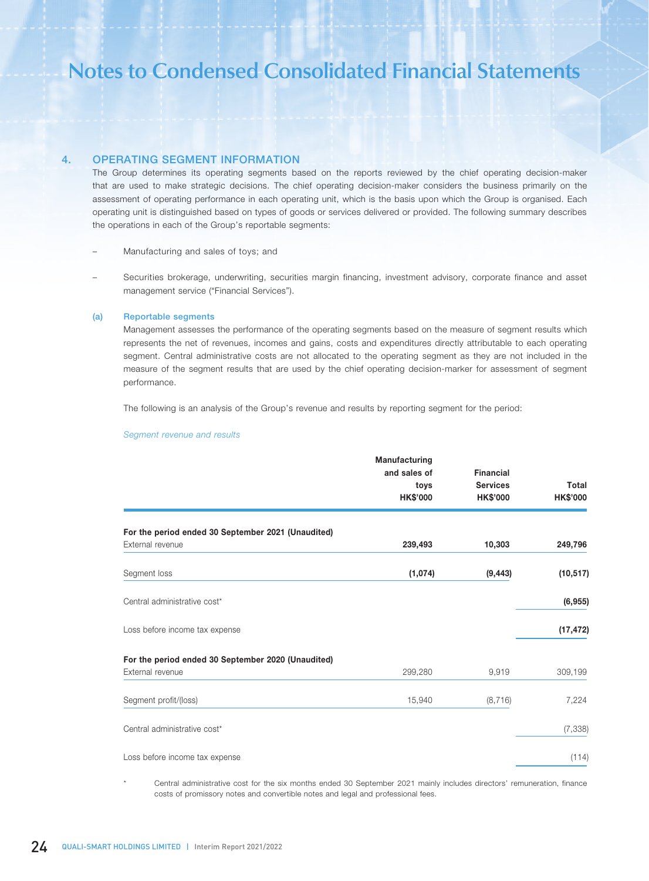# Notes to Condensed Consolidated Financial Statements

## 4. OPERATING SEGMENT INFORMATION

The Group determines its operating segments based on the reports reviewed by the chief operating decision-maker that are used to make strategic decisions. The chief operating decision-maker considers the business primarily on the assessment of operating performance in each operating unit, which is the basis upon which the Group is organised. Each operating unit is distinguished based on types of goods or services delivered or provided. The following summary describes the operations in each of the Group's reportable segments:

- Manufacturing and sales of toys; and
- Securities brokerage, underwriting, securities margin financing, investment advisory, corporate finance and asset management service ("Financial Services").

### (a) Reportable segments

Management assesses the performance of the operating segments based on the measure of segment results which represents the net of revenues, incomes and gains, costs and expenditures directly attributable to each operating segment. Central administrative costs are not allocated to the operating segment as they are not included in the measure of the segment results that are used by the chief operating decision-marker for assessment of segment performance.

The following is an analysis of the Group's revenue and results by reporting segment for the period:

*Segment revenue and results*

| | Manufacturing and sales of toys HK$'000 | Financial Services HK$'000 | Total HK$'000 |
|---|---|---|---|
| **For the period ended 30 September 2021 (Unaudited)** | | | |
| External revenue | **239,493** | **10,303** | **249,796** |
| Segment loss | **(1,074)** | **(9,443)** | **(10,517)** |
| Central administrative cost* | | | **(6,955)** |
| Loss before income tax expense | | | **(17,472)** |
| **For the period ended 30 September 2020 (Unaudited)** | | | |
| External revenue | 299,280 | 9,919 | 309,199 |
| Segment profit/(loss) | 15,940 | (8,716) | 7,224 |
| Central administrative cost* | | | (7,338) |
| Loss before income tax expense | | | (114) |

\* Central administrative cost for the six months ended 30 September 2021 mainly includes directors' remuneration, finance costs of promissory notes and convertible notes and legal and professional fees.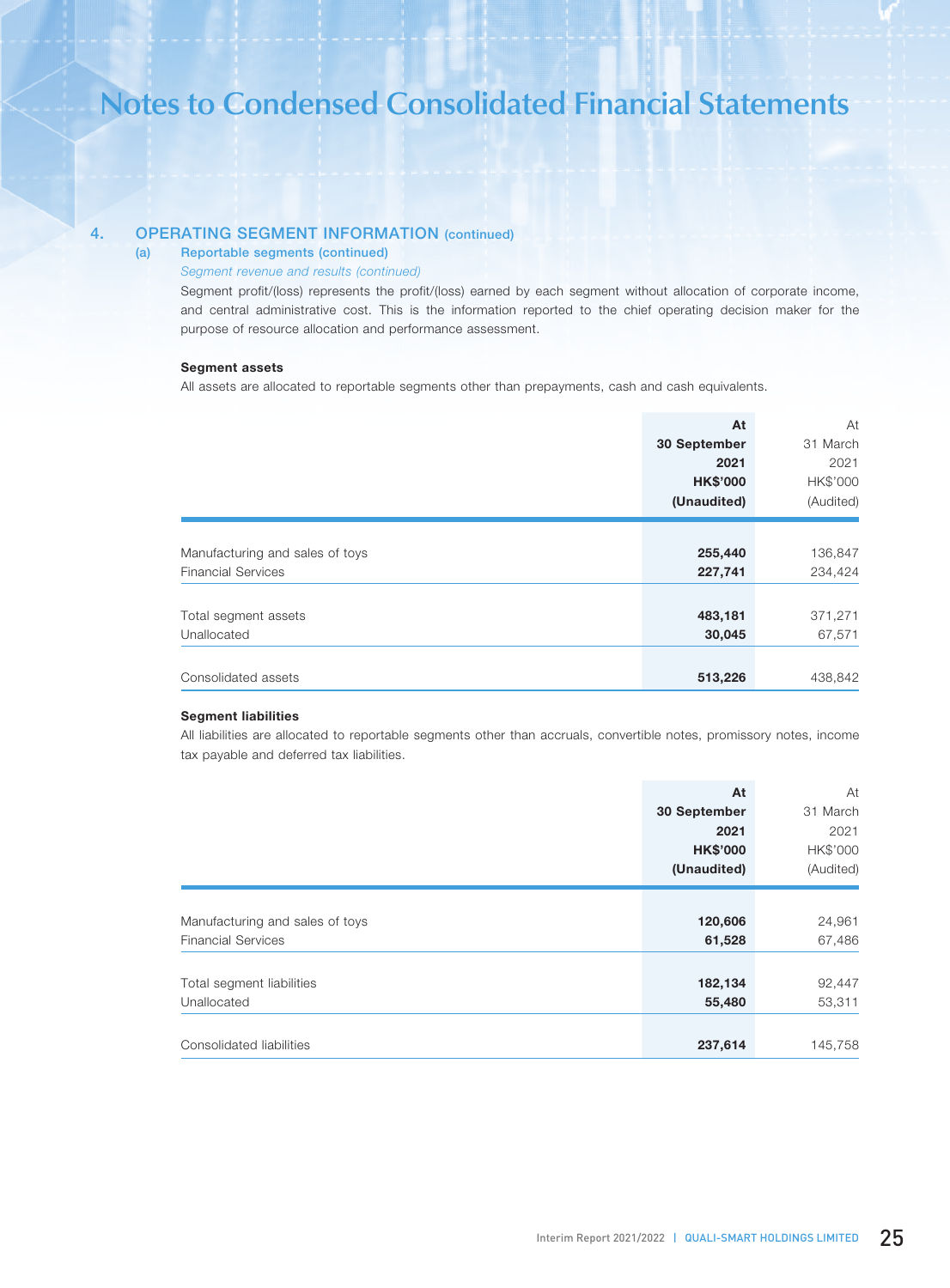# Notes to Condensed Consolidated Financial Statements

## 4. OPERATING SEGMENT INFORMATION (continued)

### (a) Reportable segments (continued)

*Segment revenue and results (continued)*

Segment profit/(loss) represents the profit/(loss) earned by each segment without allocation of corporate income, and central administrative cost. This is the information reported to the chief operating decision maker for the purpose of resource allocation and performance assessment.

**Segment assets**

All assets are allocated to reportable segments other than prepayments, cash and cash equivalents.

| | **At 30 September 2021 HK$'000 (Unaudited)** | At 31 March 2021 HK$'000 (Audited) |
|---|---|---|
| Manufacturing and sales of toys | **255,440** | 136,847 |
| Financial Services | **227,741** | 234,424 |
| Total segment assets | **483,181** | 371,271 |
| Unallocated | **30,045** | 67,571 |
| Consolidated assets | **513,226** | 438,842 |

**Segment liabilities**

All liabilities are allocated to reportable segments other than accruals, convertible notes, promissory notes, income tax payable and deferred tax liabilities.

| | **At 30 September 2021 HK$'000 (Unaudited)** | At 31 March 2021 HK$'000 (Audited) |
|---|---|---|
| Manufacturing and sales of toys | **120,606** | 24,961 |
| Financial Services | **61,528** | 67,486 |
| Total segment liabilities | **182,134** | 92,447 |
| Unallocated | **55,480** | 53,311 |
| Consolidated liabilities | **237,614** | 145,758 |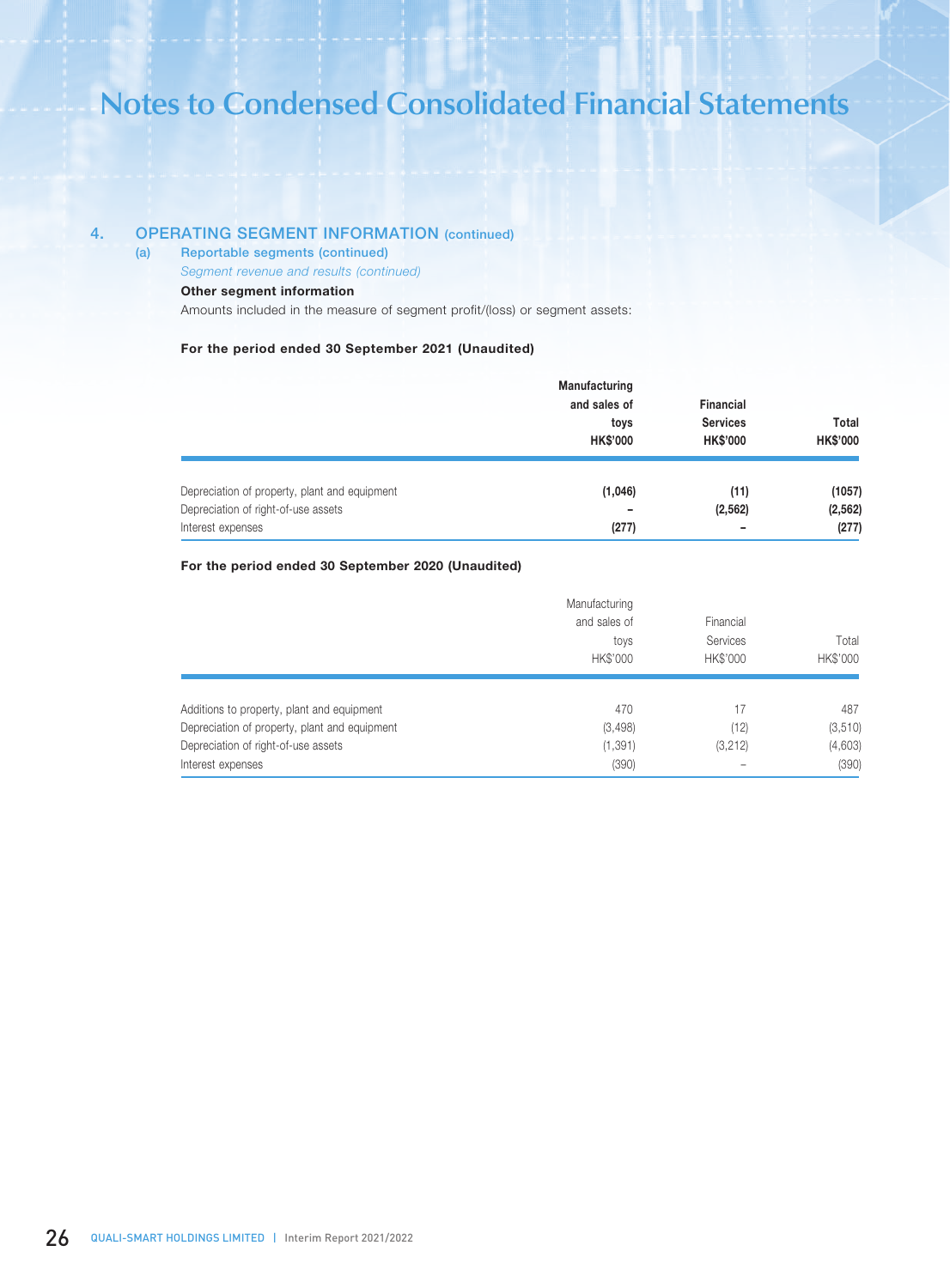# Notes to Condensed Consolidated Financial Statements

## 4. OPERATING SEGMENT INFORMATION (continued)

### (a) Reportable segments (continued)

*Segment revenue and results (continued)*

**Other segment information**

Amounts included in the measure of segment profit/(loss) or segment assets:

**For the period ended 30 September 2021 (Unaudited)**

| | Manufacturing and sales of toys HK$'000 | Financial Services HK$'000 | Total HK$'000 |
|---|---|---|---|
| Depreciation of property, plant and equipment | **(1,046)** | **(11)** | **(1057)** |
| Depreciation of right-of-use assets | **–** | **(2,562)** | **(2,562)** |
| Interest expenses | **(277)** | **–** | **(277)** |

**For the period ended 30 September 2020 (Unaudited)**

| | Manufacturing and sales of toys HK$'000 | Financial Services HK$'000 | Total HK$'000 |
|---|---|---|---|
| Additions to property, plant and equipment | 470 | 17 | 487 |
| Depreciation of property, plant and equipment | (3,498) | (12) | (3,510) |
| Depreciation of right-of-use assets | (1,391) | (3,212) | (4,603) |
| Interest expenses | (390) | – | (390) |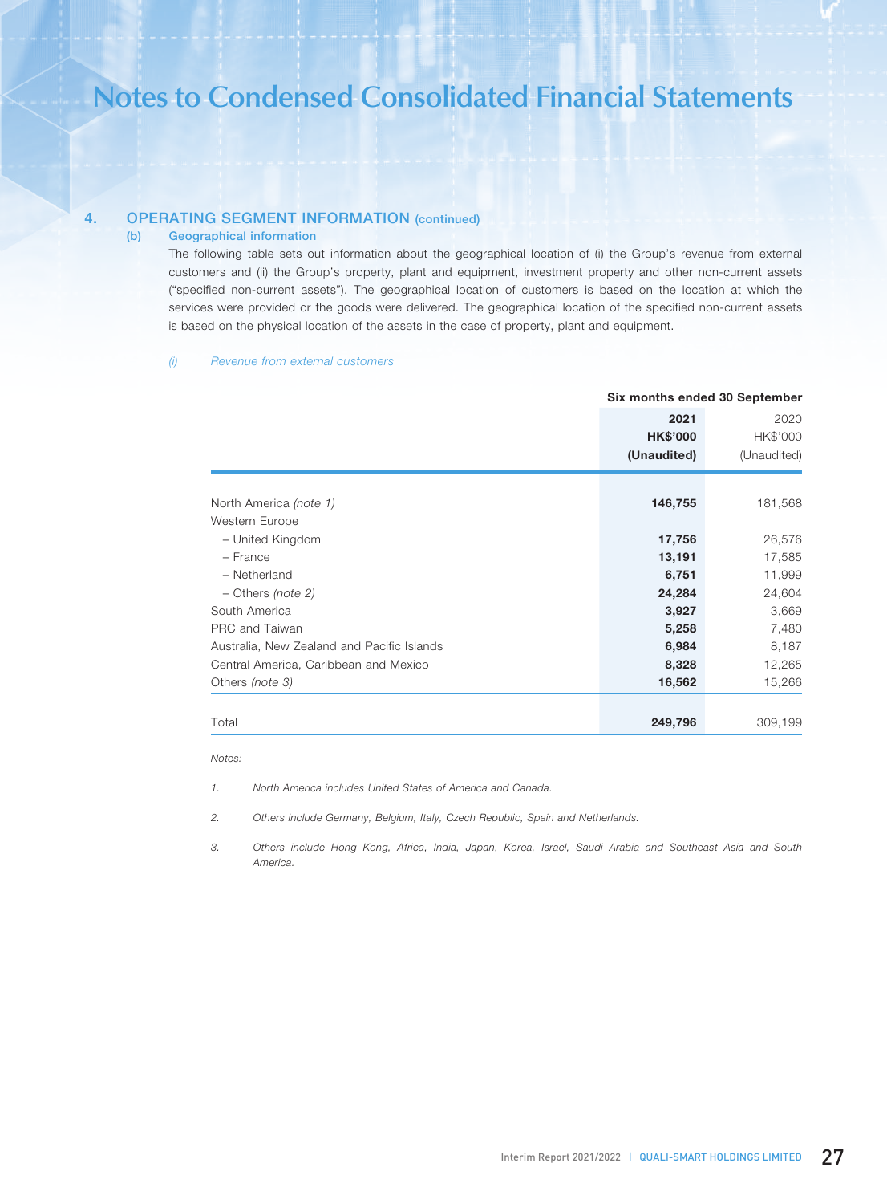# Notes to Condensed Consolidated Financial Statements

## 4. OPERATING SEGMENT INFORMATION (continued)

### (b) Geographical information

The following table sets out information about the geographical location of (i) the Group's revenue from external customers and (ii) the Group's property, plant and equipment, investment property and other non-current assets ("specified non-current assets"). The geographical location of customers is based on the location at which the services were provided or the goods were delivered. The geographical location of the specified non-current assets is based on the physical location of the assets in the case of property, plant and equipment.

*(i) Revenue from external customers*

| | Six months ended 30 September | |
|---|---|---|
| | **2021** | 2020 |
| | **HK$'000** | HK$'000 |
| | **(Unaudited)** | (Unaudited) |
| North America *(note 1)* | **146,755** | 181,568 |
| Western Europe | | |
| – United Kingdom | **17,756** | 26,576 |
| – France | **13,191** | 17,585 |
| – Netherland | **6,751** | 11,999 |
| – Others *(note 2)* | **24,284** | 24,604 |
| South America | **3,927** | 3,669 |
| PRC and Taiwan | **5,258** | 7,480 |
| Australia, New Zealand and Pacific Islands | **6,984** | 8,187 |
| Central America, Caribbean and Mexico | **8,328** | 12,265 |
| Others *(note 3)* | **16,562** | 15,266 |
| Total | **249,796** | 309,199 |

*Notes:*

1. *North America includes United States of America and Canada.*
2. *Others include Germany, Belgium, Italy, Czech Republic, Spain and Netherlands.*
3. *Others include Hong Kong, Africa, India, Japan, Korea, Israel, Saudi Arabia and Southeast Asia and South America.*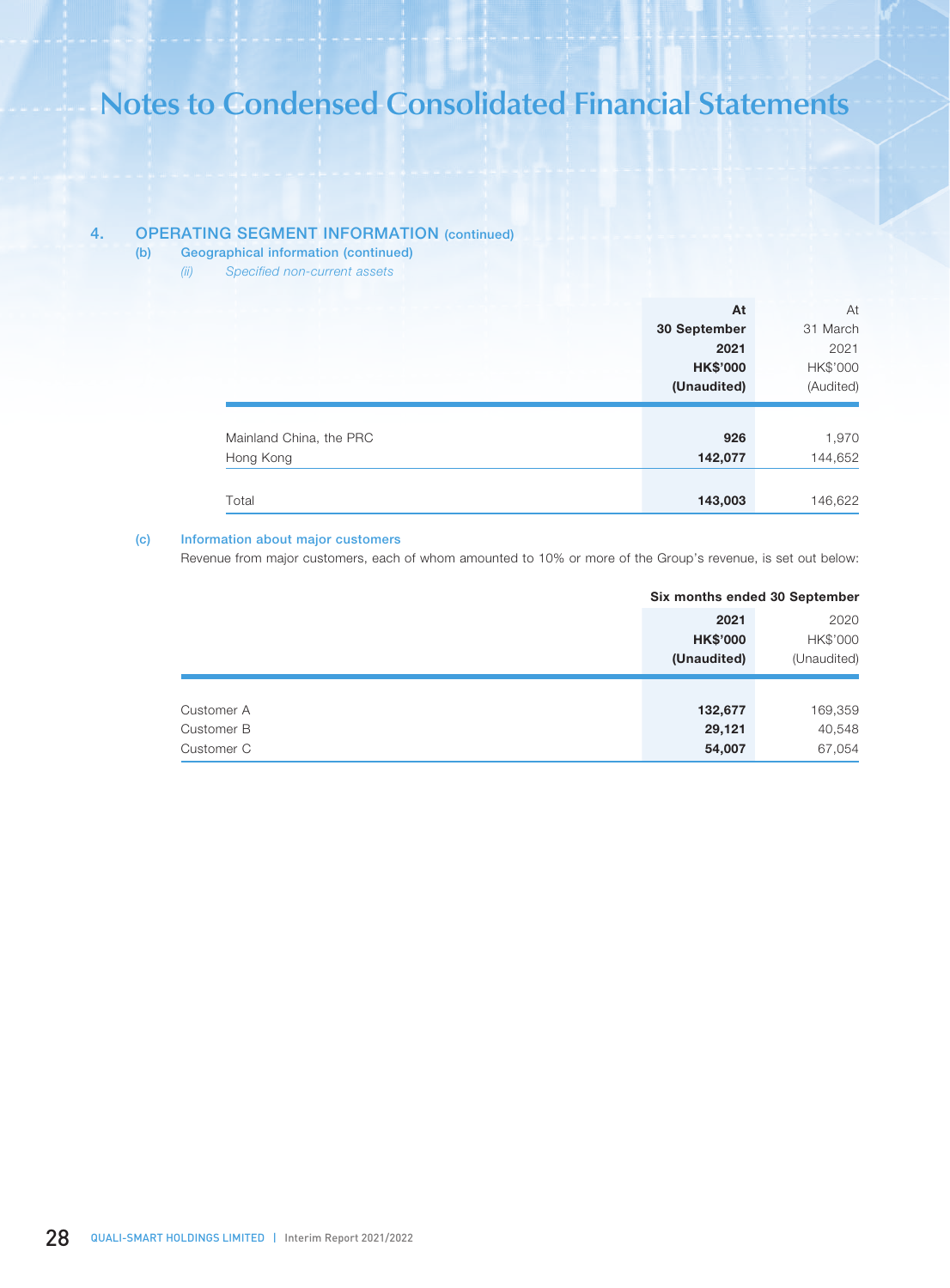# Notes to Condensed Consolidated Financial Statements

## 4. OPERATING SEGMENT INFORMATION (continued)

### (b) Geographical information (continued)

*(ii) Specified non-current assets*

| | At 30 September 2021 HK$'000 (Unaudited) | At 31 March 2021 HK$'000 (Audited) |
|---|---|---|
| Mainland China, the PRC | **926** | 1,970 |
| Hong Kong | **142,077** | 144,652 |
| Total | **143,003** | 146,622 |

### (c) Information about major customers

Revenue from major customers, each of whom amounted to 10% or more of the Group's revenue, is set out below:

| | Six months ended 30 September | |
|---|---|---|
| | **2021 HK$'000 (Unaudited)** | 2020 HK$'000 (Unaudited) |
| Customer A | **132,677** | 169,359 |
| Customer B | **29,121** | 40,548 |
| Customer C | **54,007** | 67,054 |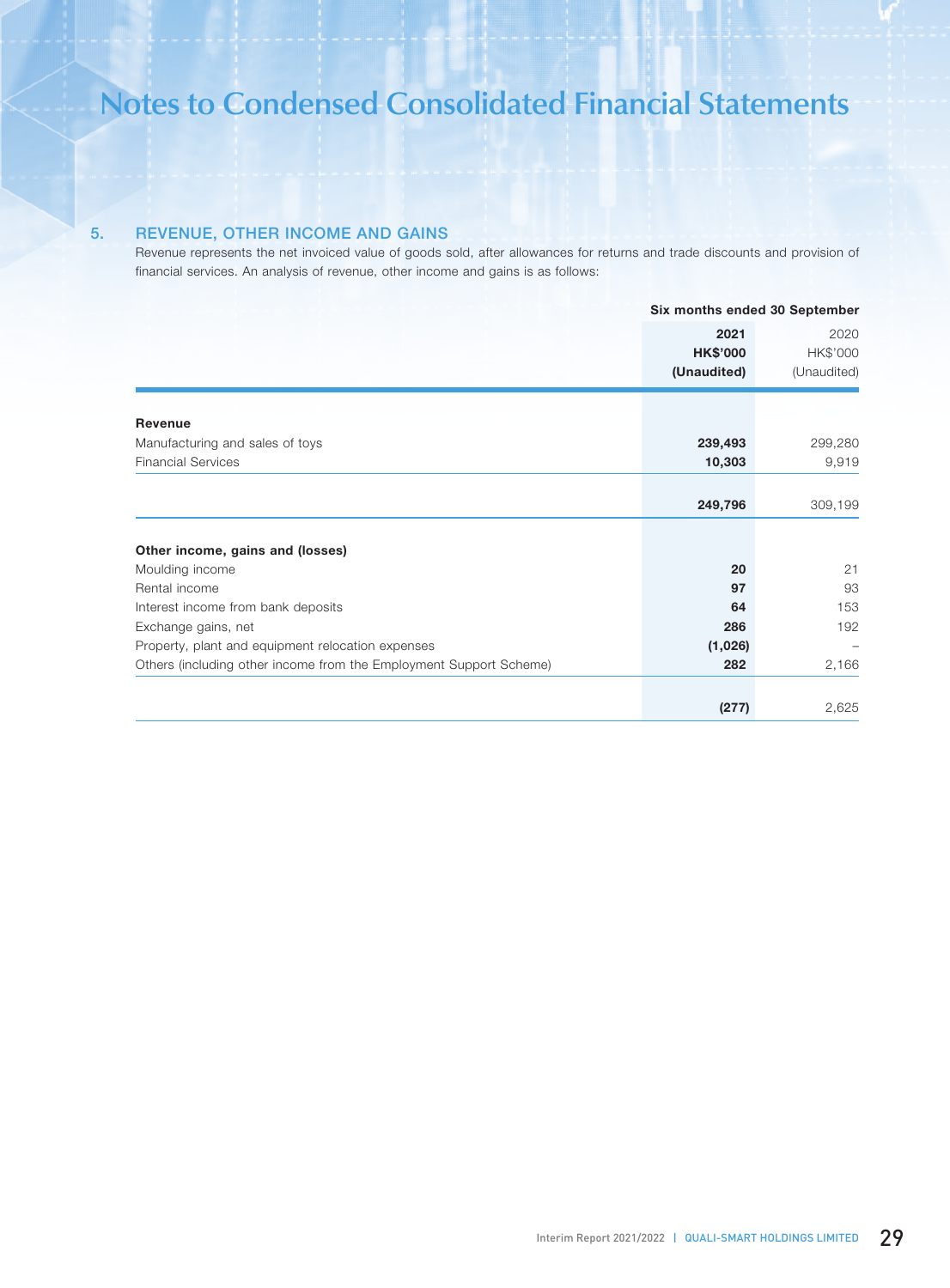# Notes to Condensed Consolidated Financial Statements

## 5. REVENUE, OTHER INCOME AND GAINS

Revenue represents the net invoiced value of goods sold, after allowances for returns and trade discounts and provision of financial services. An analysis of revenue, other income and gains is as follows:

| | Six months ended 30 September | |
|---|---|---|
| | **2021** | 2020 |
| | **HK$'000** | HK$'000 |
| | **(Unaudited)** | (Unaudited) |
| **Revenue** | | |
| Manufacturing and sales of toys | **239,493** | 299,280 |
| Financial Services | **10,303** | 9,919 |
| | **249,796** | 309,199 |
| **Other income, gains and (losses)** | | |
| Moulding income | **20** | 21 |
| Rental income | **97** | 93 |
| Interest income from bank deposits | **64** | 153 |
| Exchange gains, net | **286** | 192 |
| Property, plant and equipment relocation expenses | **(1,026)** | – |
| Others (including other income from the Employment Support Scheme) | **282** | 2,166 |
| | **(277)** | 2,625 |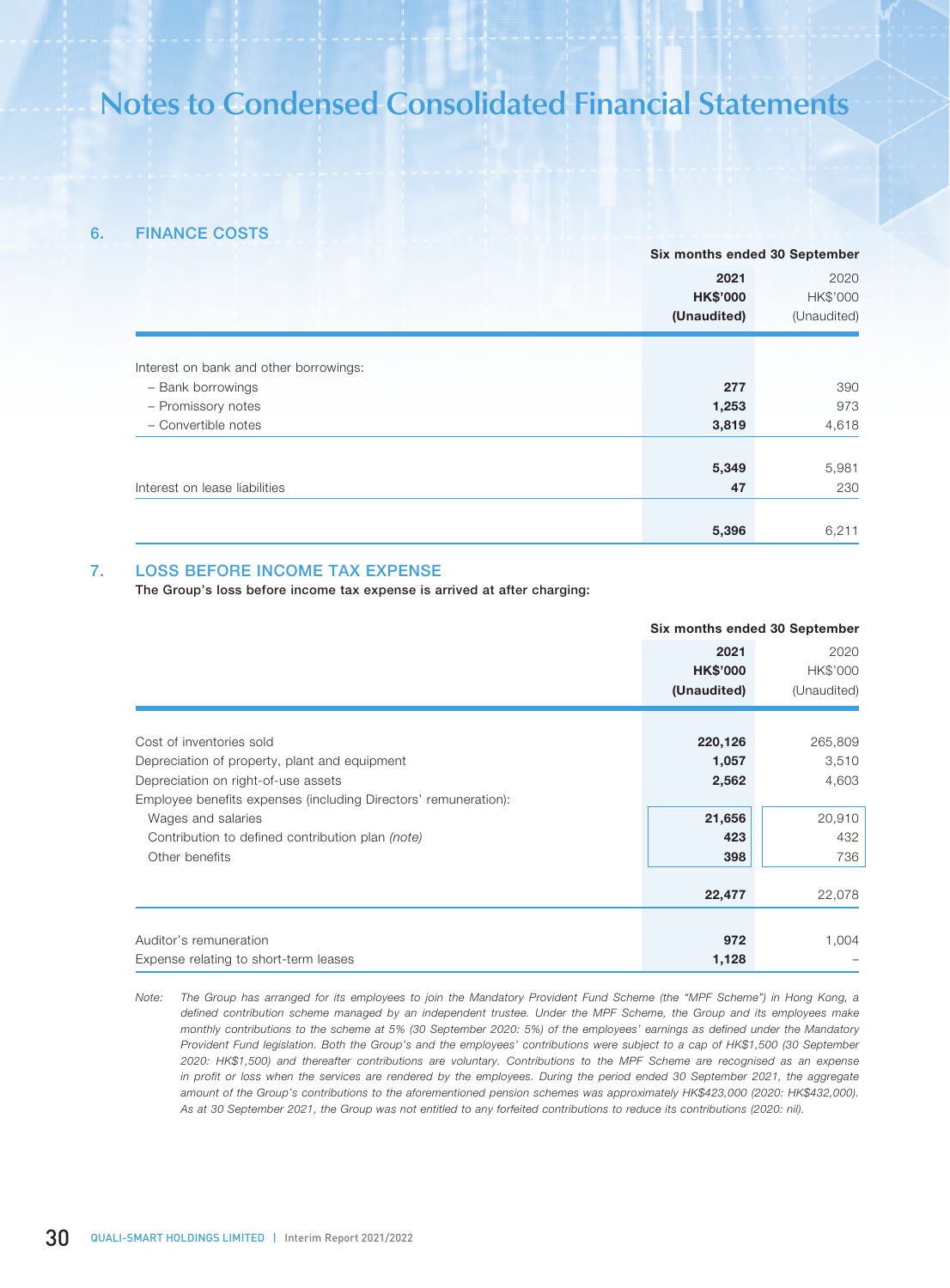# Notes to Condensed Consolidated Financial Statements

## 6. FINANCE COSTS

| | Six months ended 30 September | |
|---|---|---|
| | **2021** | 2020 |
| | **HK$'000** | HK$'000 |
| | **(Unaudited)** | (Unaudited) |
| Interest on bank and other borrowings: | | |
| – Bank borrowings | **277** | 390 |
| – Promissory notes | **1,253** | 973 |
| – Convertible notes | **3,819** | 4,618 |
| | **5,349** | 5,981 |
| Interest on lease liabilities | **47** | 230 |
| | **5,396** | 6,211 |

## 7. LOSS BEFORE INCOME TAX EXPENSE

**The Group's loss before income tax expense is arrived at after charging:**

| | Six months ended 30 September | |
|---|---|---|
| | **2021** | 2020 |
| | **HK$'000** | HK$'000 |
| | **(Unaudited)** | (Unaudited) |
| Cost of inventories sold | **220,126** | 265,809 |
| Depreciation of property, plant and equipment | **1,057** | 3,510 |
| Depreciation on right-of-use assets | **2,562** | 4,603 |
| Employee benefits expenses (including Directors' remuneration): | | |
| Wages and salaries | **21,656** | 20,910 |
| Contribution to defined contribution plan *(note)* | **423** | 432 |
| Other benefits | **398** | 736 |
| | **22,477** | 22,078 |
| Auditor's remuneration | **972** | 1,004 |
| Expense relating to short-term leases | **1,128** | – |

*Note: The Group has arranged for its employees to join the Mandatory Provident Fund Scheme (the "MPF Scheme") in Hong Kong, a defined contribution scheme managed by an independent trustee. Under the MPF Scheme, the Group and its employees make monthly contributions to the scheme at 5% (30 September 2020: 5%) of the employees' earnings as defined under the Mandatory Provident Fund legislation. Both the Group's and the employees' contributions were subject to a cap of HK$1,500 (30 September 2020: HK$1,500) and thereafter contributions are voluntary. Contributions to the MPF Scheme are recognised as an expense in profit or loss when the services are rendered by the employees. During the period ended 30 September 2021, the aggregate amount of the Group's contributions to the aforementioned pension schemes was approximately HK$423,000 (2020: HK$432,000). As at 30 September 2021, the Group was not entitled to any forfeited contributions to reduce its contributions (2020: nil).*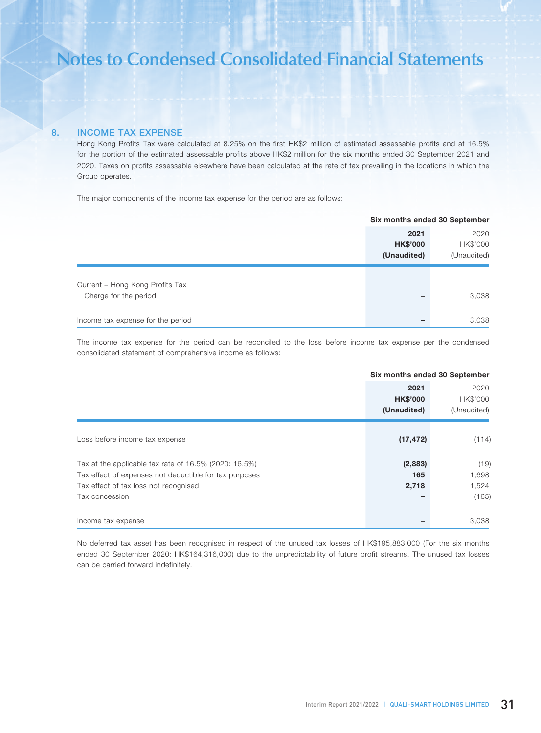# Notes to Condensed Consolidated Financial Statements

## 8. INCOME TAX EXPENSE

Hong Kong Profits Tax were calculated at 8.25% on the first HK$2 million of estimated assessable profits and at 16.5% for the portion of the estimated assessable profits above HK$2 million for the six months ended 30 September 2021 and 2020. Taxes on profits assessable elsewhere have been calculated at the rate of tax prevailing in the locations in which the Group operates.

The major components of the income tax expense for the period are as follows:

| | Six months ended 30 September | |
|---|---|---|
| | **2021** | 2020 |
| | **HK$'000** | HK$'000 |
| | **(Unaudited)** | (Unaudited) |
| Current – Hong Kong Profits Tax | | |
| Charge for the period | **–** | 3,038 |
| Income tax expense for the period | **–** | 3,038 |

The income tax expense for the period can be reconciled to the loss before income tax expense per the condensed consolidated statement of comprehensive income as follows:

| | Six months ended 30 September | |
|---|---|---|
| | **2021** | 2020 |
| | **HK$'000** | HK$'000 |
| | **(Unaudited)** | (Unaudited) |
| Loss before income tax expense | **(17,472)** | (114) |
| Tax at the applicable tax rate of 16.5% (2020: 16.5%) | **(2,883)** | (19) |
| Tax effect of expenses not deductible for tax purposes | **165** | 1,698 |
| Tax effect of tax loss not recognised | **2,718** | 1,524 |
| Tax concession | **–** | (165) |
| Income tax expense | **–** | 3,038 |

No deferred tax asset has been recognised in respect of the unused tax losses of HK$195,883,000 (For the six months ended 30 September 2020: HK$164,316,000) due to the unpredictability of future profit streams. The unused tax losses can be carried forward indefinitely.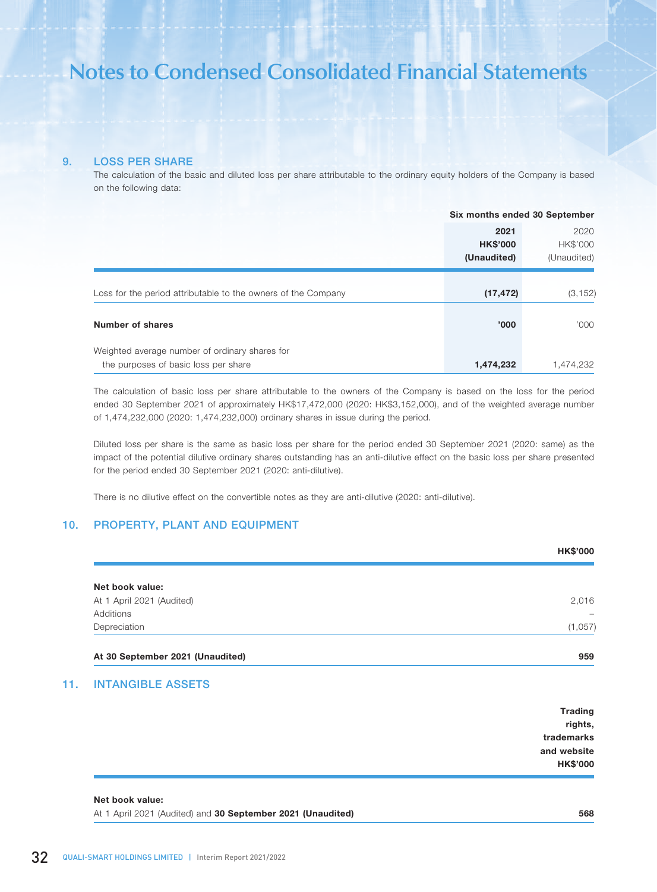# Notes to Condensed Consolidated Financial Statements

## 9. LOSS PER SHARE

The calculation of the basic and diluted loss per share attributable to the ordinary equity holders of the Company is based on the following data:

| | Six months ended 30 September | |
|---|---|---|
| | **2021** | 2020 |
| | **HK$'000** | HK$'000 |
| | **(Unaudited)** | (Unaudited) |
| Loss for the period attributable to the owners of the Company | **(17,472)** | (3,152) |
| **Number of shares** | **'000** | '000 |
| Weighted average number of ordinary shares for the purposes of basic loss per share | **1,474,232** | 1,474,232 |

The calculation of basic loss per share attributable to the owners of the Company is based on the loss for the period ended 30 September 2021 of approximately HK$17,472,000 (2020: HK$3,152,000), and of the weighted average number of 1,474,232,000 (2020: 1,474,232,000) ordinary shares in issue during the period.

Diluted loss per share is the same as basic loss per share for the period ended 30 September 2021 (2020: same) as the impact of the potential dilutive ordinary shares outstanding has an anti-dilutive effect on the basic loss per share presented for the period ended 30 September 2021 (2020: anti-dilutive).

There is no dilutive effect on the convertible notes as they are anti-dilutive (2020: anti-dilutive).

## 10. PROPERTY, PLANT AND EQUIPMENT

| | **HK$'000** |
|---|---|
| **Net book value:** | |
| At 1 April 2021 (Audited) | 2,016 |
| Additions | – |
| Depreciation | (1,057) |
| **At 30 September 2021 (Unaudited)** | **959** |

## 11. INTANGIBLE ASSETS

| | **Trading rights, trademarks and website HK$'000** |
|---|---|
| **Net book value:** | |
| At 1 April 2021 (Audited) and **30 September 2021 (Unaudited)** | **568** |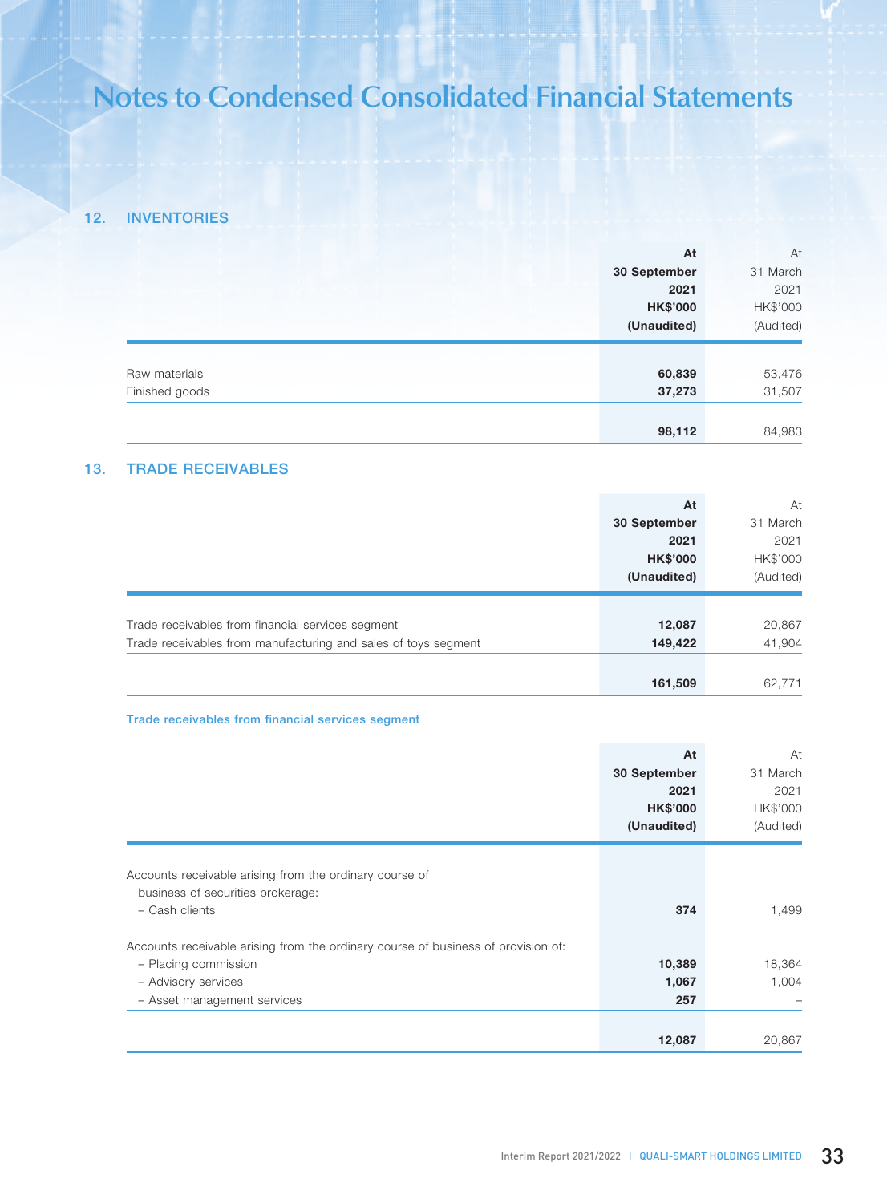# Notes to Condensed Consolidated Financial Statements

## 12. INVENTORIES

| | At 30 September 2021 HK$'000 (Unaudited) | At 31 March 2021 HK$'000 (Audited) |
|---|---|---|
| Raw materials | 60,839 | 53,476 |
| Finished goods | 37,273 | 31,507 |
| | 98,112 | 84,983 |

## 13. TRADE RECEIVABLES

| | At 30 September 2021 HK$'000 (Unaudited) | At 31 March 2021 HK$'000 (Audited) |
|---|---|---|
| Trade receivables from financial services segment | 12,087 | 20,867 |
| Trade receivables from manufacturing and sales of toys segment | 149,422 | 41,904 |
| | 161,509 | 62,771 |

### Trade receivables from financial services segment

| | At 30 September 2021 HK$'000 (Unaudited) | At 31 March 2021 HK$'000 (Audited) |
|---|---|---|
| Accounts receivable arising from the ordinary course of business of securities brokerage: | | |
| – Cash clients | 374 | 1,499 |
| Accounts receivable arising from the ordinary course of business of provision of: | | |
| – Placing commission | 10,389 | 18,364 |
| – Advisory services | 1,067 | 1,004 |
| – Asset management services | 257 | – |
| | 12,087 | 20,867 |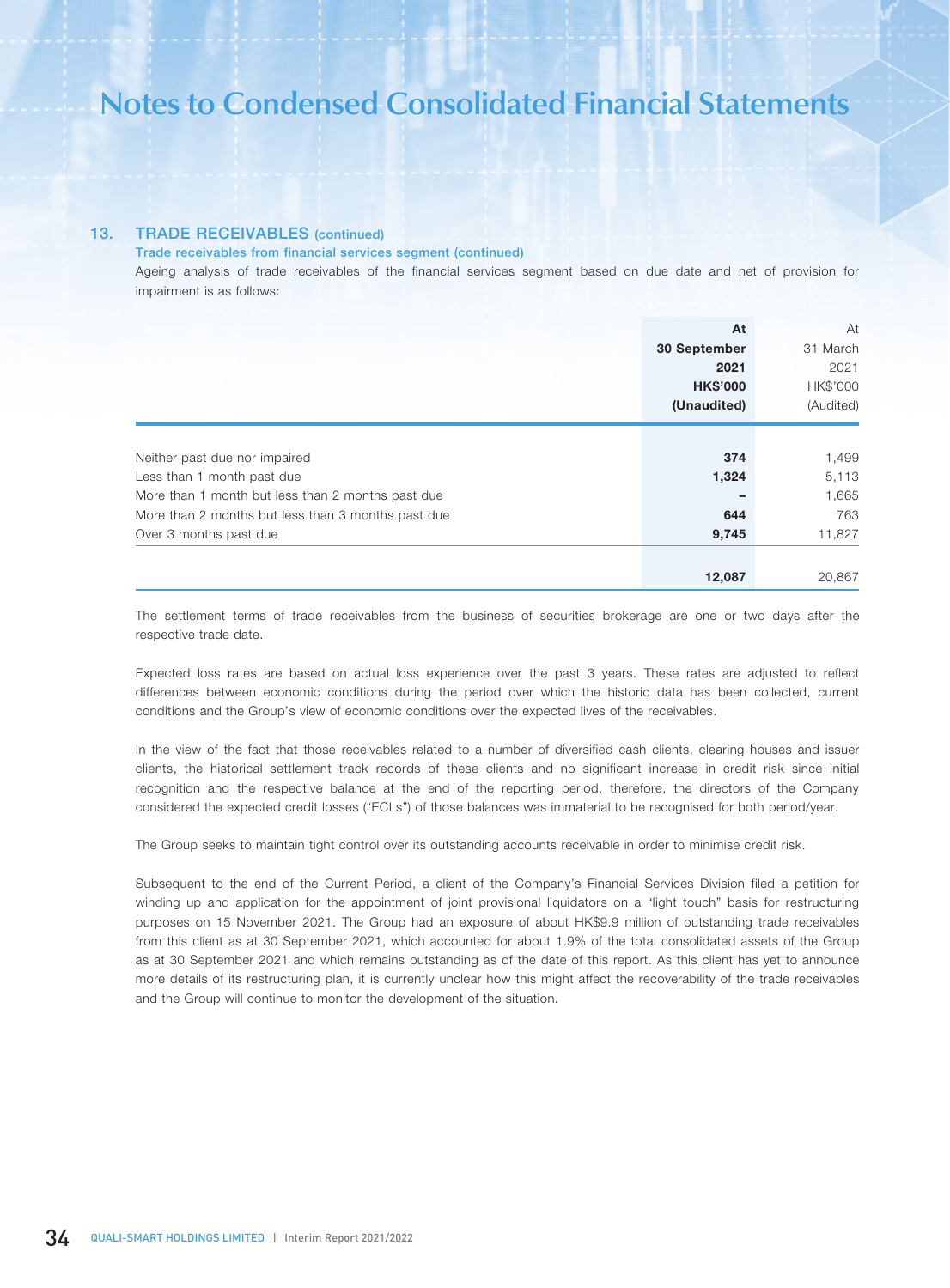## 13. TRADE RECEIVABLES (continued)

### Trade receivables from financial services segment (continued)

Ageing analysis of trade receivables of the financial services segment based on due date and net of provision for impairment is as follows:

| | At 30 September 2021 HK$'000 (Unaudited) | At 31 March 2021 HK$'000 (Audited) |
|---|---|---|
| Neither past due nor impaired | **374** | 1,499 |
| Less than 1 month past due | **1,324** | 5,113 |
| More than 1 month but less than 2 months past due | **–** | 1,665 |
| More than 2 months but less than 3 months past due | **644** | 763 |
| Over 3 months past due | **9,745** | 11,827 |
| | **12,087** | 20,867 |

The settlement terms of trade receivables from the business of securities brokerage are one or two days after the respective trade date.

Expected loss rates are based on actual loss experience over the past 3 years. These rates are adjusted to reflect differences between economic conditions during the period over which the historic data has been collected, current conditions and the Group's view of economic conditions over the expected lives of the receivables.

In the view of the fact that those receivables related to a number of diversified cash clients, clearing houses and issuer clients, the historical settlement track records of these clients and no significant increase in credit risk since initial recognition and the respective balance at the end of the reporting period, therefore, the directors of the Company considered the expected credit losses ("ECLs") of those balances was immaterial to be recognised for both period/year.

The Group seeks to maintain tight control over its outstanding accounts receivable in order to minimise credit risk.

Subsequent to the end of the Current Period, a client of the Company's Financial Services Division filed a petition for winding up and application for the appointment of joint provisional liquidators on a "light touch" basis for restructuring purposes on 15 November 2021. The Group had an exposure of about HK$9.9 million of outstanding trade receivables from this client as at 30 September 2021, which accounted for about 1.9% of the total consolidated assets of the Group as at 30 September 2021 and which remains outstanding as of the date of this report. As this client has yet to announce more details of its restructuring plan, it is currently unclear how this might affect the recoverability of the trade receivables and the Group will continue to monitor the development of the situation.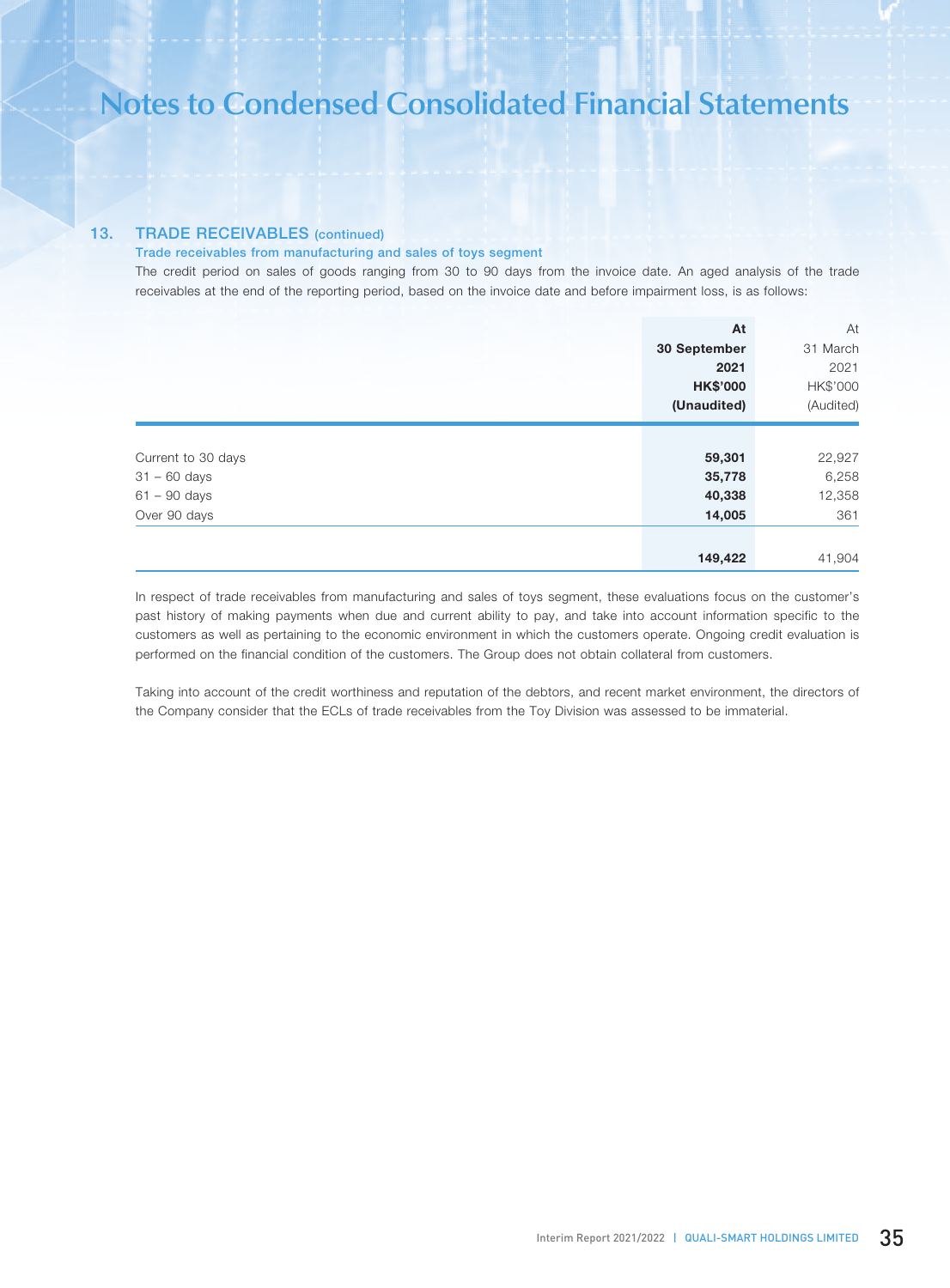# Notes to Condensed Consolidated Financial Statements

## 13. TRADE RECEIVABLES (continued)

### Trade receivables from manufacturing and sales of toys segment

The credit period on sales of goods ranging from 30 to 90 days from the invoice date. An aged analysis of the trade receivables at the end of the reporting period, based on the invoice date and before impairment loss, is as follows:

| | **At 30 September 2021 HK$'000 (Unaudited)** | At 31 March 2021 HK$'000 (Audited) |
|---|---|---|
| Current to 30 days | **59,301** | 22,927 |
| 31 – 60 days | **35,778** | 6,258 |
| 61 – 90 days | **40,338** | 12,358 |
| Over 90 days | **14,005** | 361 |
| | **149,422** | 41,904 |

In respect of trade receivables from manufacturing and sales of toys segment, these evaluations focus on the customer's past history of making payments when due and current ability to pay, and take into account information specific to the customers as well as pertaining to the economic environment in which the customers operate. Ongoing credit evaluation is performed on the financial condition of the customers. The Group does not obtain collateral from customers.

Taking into account of the credit worthiness and reputation of the debtors, and recent market environment, the directors of the Company consider that the ECLs of trade receivables from the Toy Division was assessed to be immaterial.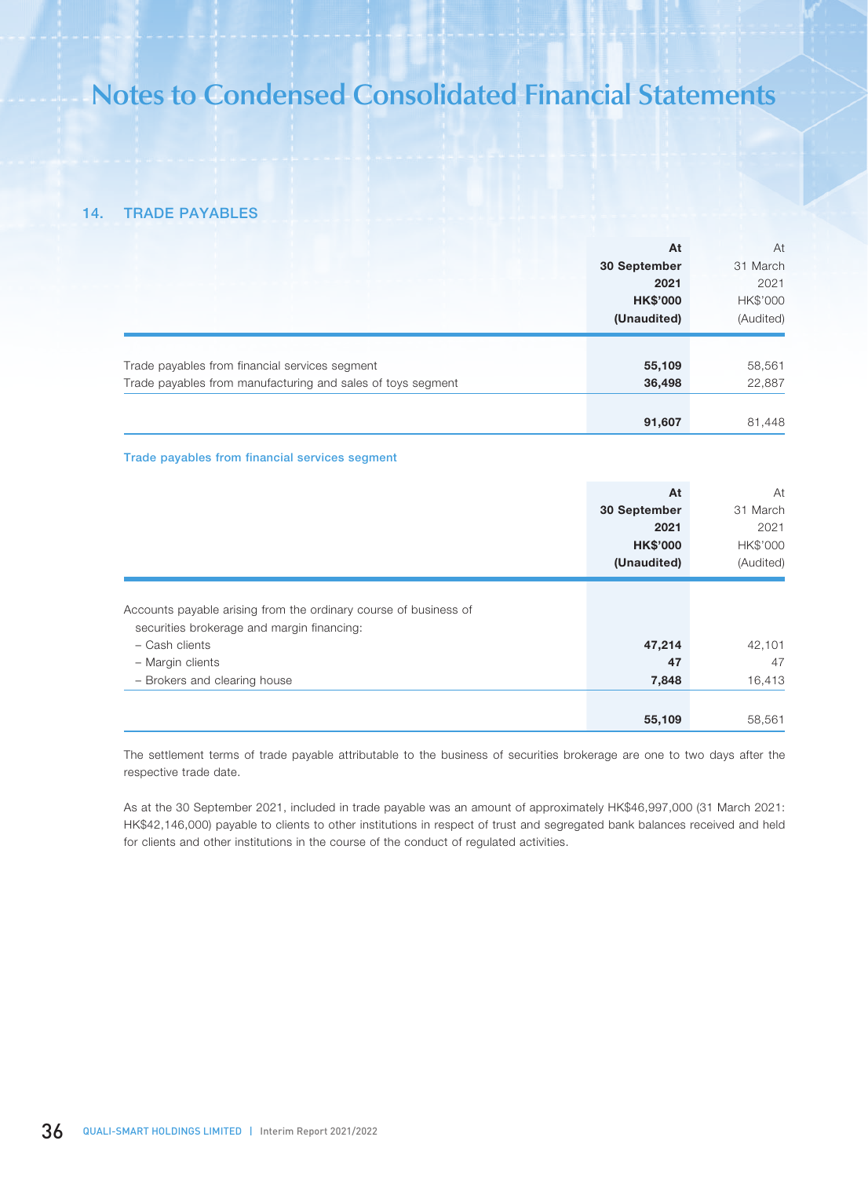# Notes to Condensed Consolidated Financial Statements

## 14. TRADE PAYABLES

| | At 30 September 2021 HK$'000 (Unaudited) | At 31 March 2021 HK$'000 (Audited) |
|---|---|---|
| Trade payables from financial services segment | **55,109** | 58,561 |
| Trade payables from manufacturing and sales of toys segment | **36,498** | 22,887 |
| | **91,607** | 81,448 |

### Trade payables from financial services segment

| | At 30 September 2021 HK$'000 (Unaudited) | At 31 March 2021 HK$'000 (Audited) |
|---|---|---|
| Accounts payable arising from the ordinary course of business of securities brokerage and margin financing: | | |
| – Cash clients | **47,214** | 42,101 |
| – Margin clients | **47** | 47 |
| – Brokers and clearing house | **7,848** | 16,413 |
| | **55,109** | 58,561 |

The settlement terms of trade payable attributable to the business of securities brokerage are one to two days after the respective trade date.

As at the 30 September 2021, included in trade payable was an amount of approximately HK$46,997,000 (31 March 2021: HK$42,146,000) payable to clients to other institutions in respect of trust and segregated bank balances received and held for clients and other institutions in the course of the conduct of regulated activities.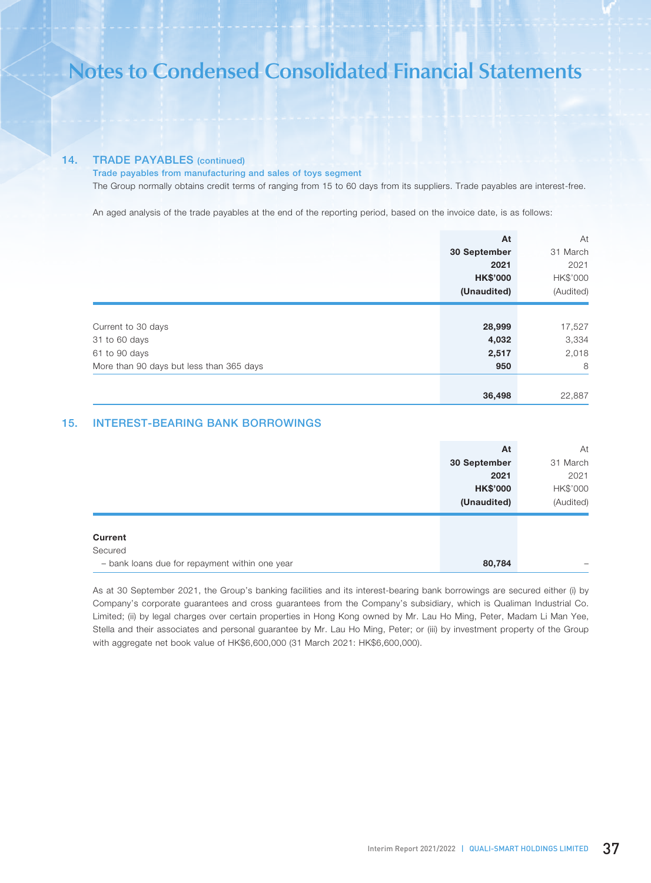# Notes to Condensed Consolidated Financial Statements

## 14. TRADE PAYABLES (continued)

### Trade payables from manufacturing and sales of toys segment

The Group normally obtains credit terms of ranging from 15 to 60 days from its suppliers. Trade payables are interest-free.

An aged analysis of the trade payables at the end of the reporting period, based on the invoice date, is as follows:

| | **At 30 September 2021 HK$'000 (Unaudited)** | At 31 March 2021 HK$'000 (Audited) |
|---|---|---|
| Current to 30 days | **28,999** | 17,527 |
| 31 to 60 days | **4,032** | 3,334 |
| 61 to 90 days | **2,517** | 2,018 |
| More than 90 days but less than 365 days | **950** | 8 |
| | **36,498** | 22,887 |

## 15. INTEREST-BEARING BANK BORROWINGS

| | **At 30 September 2021 HK$'000 (Unaudited)** | At 31 March 2021 HK$'000 (Audited) |
|---|---|---|
| **Current** | | |
| Secured | | |
| – bank loans due for repayment within one year | **80,784** | – |

As at 30 September 2021, the Group's banking facilities and its interest-bearing bank borrowings are secured either (i) by Company's corporate guarantees and cross guarantees from the Company's subsidiary, which is Qualiman Industrial Co. Limited; (ii) by legal charges over certain properties in Hong Kong owned by Mr. Lau Ho Ming, Peter, Madam Li Man Yee, Stella and their associates and personal guarantee by Mr. Lau Ho Ming, Peter; or (iii) by investment property of the Group with aggregate net book value of HK$6,600,000 (31 March 2021: HK$6,600,000).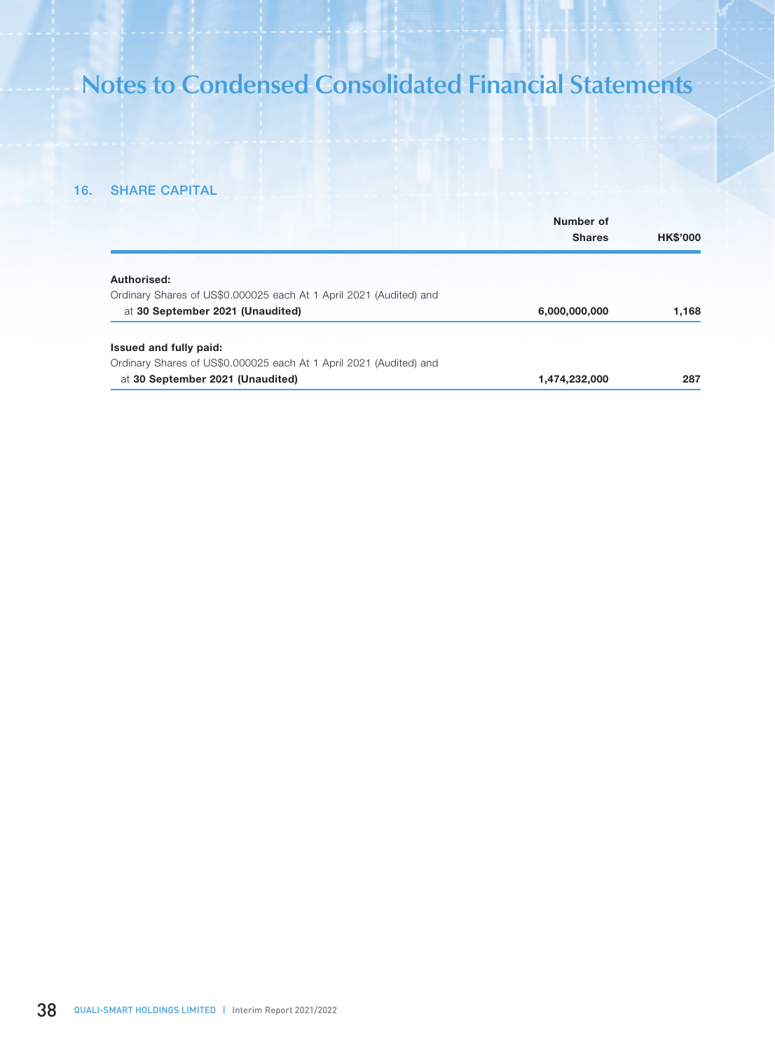# Notes to Condensed Consolidated Financial Statements

## 16. SHARE CAPITAL

| | Number of Shares | HK$'000 |
|---|---|---|
| **Authorised:** | | |
| Ordinary Shares of US$0.000025 each At 1 April 2021 (Audited) and at **30 September 2021 (Unaudited)** | **6,000,000,000** | **1,168** |
| **Issued and fully paid:** | | |
| Ordinary Shares of US$0.000025 each At 1 April 2021 (Audited) and at **30 September 2021 (Unaudited)** | **1,474,232,000** | **287** |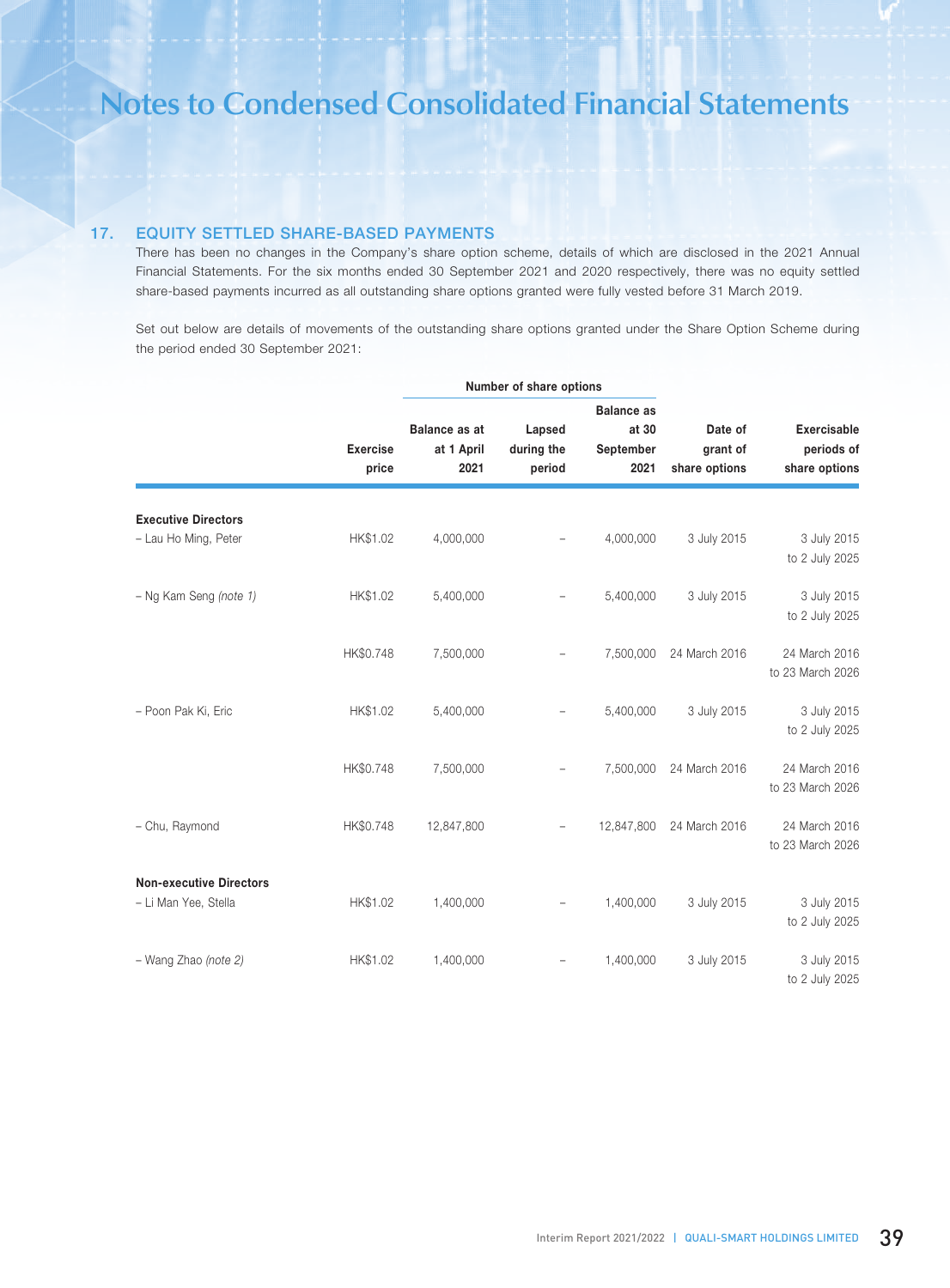## 17. EQUITY SETTLED SHARE-BASED PAYMENTS

There has been no changes in the Company's share option scheme, details of which are disclosed in the 2021 Annual Financial Statements. For the six months ended 30 September 2021 and 2020 respectively, there was no equity settled share-based payments incurred as all outstanding share options granted were fully vested before 31 March 2019.

Set out below are details of movements of the outstanding share options granted under the Share Option Scheme during the period ended 30 September 2021:

| | Exercise price | Number of share options | | | Date of grant of share options | Exercisable periods of share options |
|---|---|---|---|---|---|---|
| | | Balance as at at 1 April 2021 | Lapsed during the period | Balance as at 30 September 2021 | | |
| **Executive Directors** | | | | | | |
| – Lau Ho Ming, Peter | HK$1.02 | 4,000,000 | – | 4,000,000 | 3 July 2015 | 3 July 2015 to 2 July 2025 |
| – Ng Kam Seng *(note 1)* | HK$1.02 | 5,400,000 | – | 5,400,000 | 3 July 2015 | 3 July 2015 to 2 July 2025 |
| | HK$0.748 | 7,500,000 | – | 7,500,000 | 24 March 2016 | 24 March 2016 to 23 March 2026 |
| – Poon Pak Ki, Eric | HK$1.02 | 5,400,000 | – | 5,400,000 | 3 July 2015 | 3 July 2015 to 2 July 2025 |
| | HK$0.748 | 7,500,000 | – | 7,500,000 | 24 March 2016 | 24 March 2016 to 23 March 2026 |
| – Chu, Raymond | HK$0.748 | 12,847,800 | – | 12,847,800 | 24 March 2016 | 24 March 2016 to 23 March 2026 |
| **Non-executive Directors** | | | | | | |
| – Li Man Yee, Stella | HK$1.02 | 1,400,000 | – | 1,400,000 | 3 July 2015 | 3 July 2015 to 2 July 2025 |
| – Wang Zhao *(note 2)* | HK$1.02 | 1,400,000 | – | 1,400,000 | 3 July 2015 | 3 July 2015 to 2 July 2025 |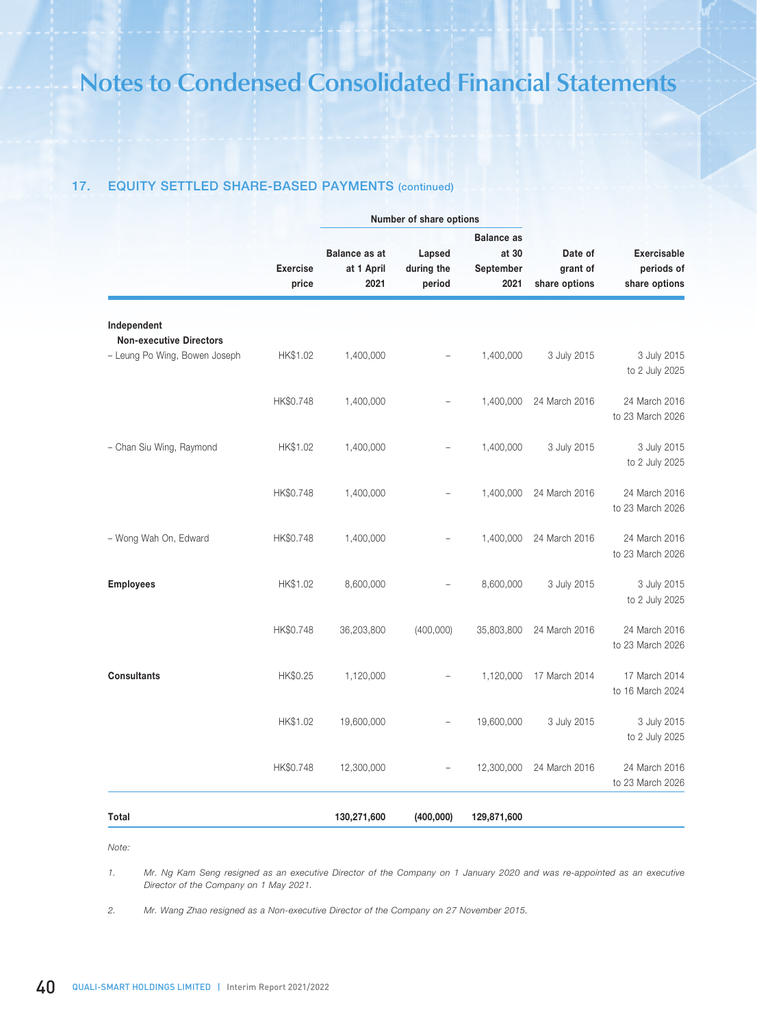# Notes to Condensed Consolidated Financial Statements

## 17. EQUITY SETTLED SHARE-BASED PAYMENTS (continued)

| | Exercise price | Number of share options | | | Date of grant of share options | Exercisable periods of share options |
|---|---|---|---|---|---|---|
| | | Balance as at at 1 April 2021 | Lapsed during the period | Balance as at 30 September 2021 | | |
| **Independent Non-executive Directors** | | | | | | |
| – Leung Po Wing, Bowen Joseph | HK$1.02 | 1,400,000 | – | 1,400,000 | 3 July 2015 | 3 July 2015 to 2 July 2025 |
| | HK$0.748 | 1,400,000 | – | 1,400,000 | 24 March 2016 | 24 March 2016 to 23 March 2026 |
| – Chan Siu Wing, Raymond | HK$1.02 | 1,400,000 | – | 1,400,000 | 3 July 2015 | 3 July 2015 to 2 July 2025 |
| | HK$0.748 | 1,400,000 | – | 1,400,000 | 24 March 2016 | 24 March 2016 to 23 March 2026 |
| – Wong Wah On, Edward | HK$0.748 | 1,400,000 | – | 1,400,000 | 24 March 2016 | 24 March 2016 to 23 March 2026 |
| **Employees** | HK$1.02 | 8,600,000 | – | 8,600,000 | 3 July 2015 | 3 July 2015 to 2 July 2025 |
| | HK$0.748 | 36,203,800 | (400,000) | 35,803,800 | 24 March 2016 | 24 March 2016 to 23 March 2026 |
| **Consultants** | HK$0.25 | 1,120,000 | – | 1,120,000 | 17 March 2014 | 17 March 2014 to 16 March 2024 |
| | HK$1.02 | 19,600,000 | – | 19,600,000 | 3 July 2015 | 3 July 2015 to 2 July 2025 |
| | HK$0.748 | 12,300,000 | – | 12,300,000 | 24 March 2016 | 24 March 2016 to 23 March 2026 |
| **Total** | | **130,271,600** | **(400,000)** | **129,871,600** | | |

*Note:*

1. *Mr. Ng Kam Seng resigned as an executive Director of the Company on 1 January 2020 and was re-appointed as an executive Director of the Company on 1 May 2021.*

2. *Mr. Wang Zhao resigned as a Non-executive Director of the Company on 27 November 2015.*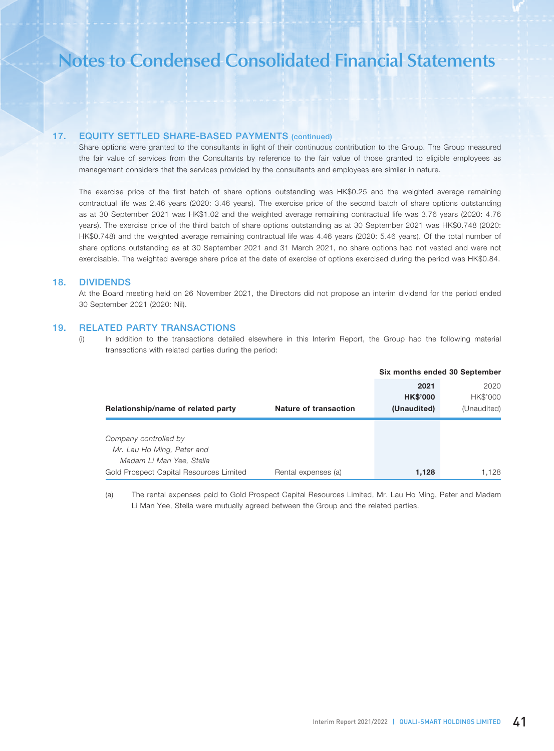# Notes to Condensed Consolidated Financial Statements

## 17. EQUITY SETTLED SHARE-BASED PAYMENTS (continued)

Share options were granted to the consultants in light of their continuous contribution to the Group. The Group measured the fair value of services from the Consultants by reference to the fair value of those granted to eligible employees as management considers that the services provided by the consultants and employees are similar in nature.

The exercise price of the first batch of share options outstanding was HK$0.25 and the weighted average remaining contractual life was 2.46 years (2020: 3.46 years). The exercise price of the second batch of share options outstanding as at 30 September 2021 was HK$1.02 and the weighted average remaining contractual life was 3.76 years (2020: 4.76 years). The exercise price of the third batch of share options outstanding as at 30 September 2021 was HK$0.748 (2020: HK$0.748) and the weighted average remaining contractual life was 4.46 years (2020: 5.46 years). Of the total number of share options outstanding as at 30 September 2021 and 31 March 2021, no share options had not vested and were not exercisable. The weighted average share price at the date of exercise of options exercised during the period was HK$0.84.

## 18. DIVIDENDS

At the Board meeting held on 26 November 2021, the Directors did not propose an interim dividend for the period ended 30 September 2021 (2020: Nil).

## 19. RELATED PARTY TRANSACTIONS

(i) In addition to the transactions detailed elsewhere in this Interim Report, the Group had the following material transactions with related parties during the period:

| | | Six months ended 30 September | |
|---|---|---|---|
| **Relationship/name of related party** | **Nature of transaction** | **2021 HK$'000 (Unaudited)** | 2020 HK$'000 (Unaudited) |
| *Company controlled by Mr. Lau Ho Ming, Peter and Madam Li Man Yee, Stella* | | | |
| Gold Prospect Capital Resources Limited | Rental expenses (a) | **1,128** | 1,128 |

(a) The rental expenses paid to Gold Prospect Capital Resources Limited, Mr. Lau Ho Ming, Peter and Madam Li Man Yee, Stella were mutually agreed between the Group and the related parties.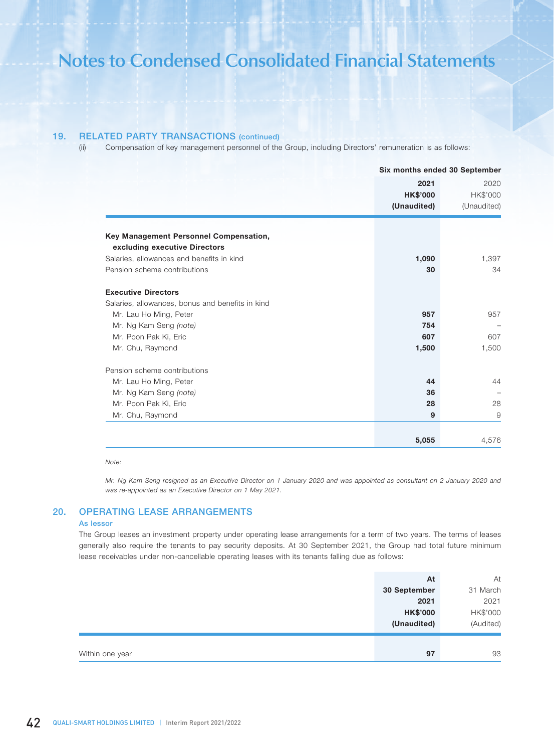# Notes to Condensed Consolidated Financial Statements

## 19. RELATED PARTY TRANSACTIONS (continued)

(ii) Compensation of key management personnel of the Group, including Directors' remuneration is as follows:

| | Six months ended 30 September | |
|---|---|---|
| | **2021** | 2020 |
| | **HK$'000** | HK$'000 |
| | **(Unaudited)** | (Unaudited) |
| **Key Management Personnel Compensation, excluding executive Directors** | | |
| Salaries, allowances and benefits in kind | **1,090** | 1,397 |
| Pension scheme contributions | **30** | 34 |
| **Executive Directors** | | |
| Salaries, allowances, bonus and benefits in kind | | |
| Mr. Lau Ho Ming, Peter | **957** | 957 |
| Mr. Ng Kam Seng *(note)* | **754** | – |
| Mr. Poon Pak Ki, Eric | **607** | 607 |
| Mr. Chu, Raymond | **1,500** | 1,500 |
| Pension scheme contributions | | |
| Mr. Lau Ho Ming, Peter | **44** | 44 |
| Mr. Ng Kam Seng *(note)* | **36** | – |
| Mr. Poon Pak Ki, Eric | **28** | 28 |
| Mr. Chu, Raymond | **9** | 9 |
| | **5,055** | 4,576 |

*Note:*

*Mr. Ng Kam Seng resigned as an Executive Director on 1 January 2020 and was appointed as consultant on 2 January 2020 and was re-appointed as an Executive Director on 1 May 2021.*

## 20. OPERATING LEASE ARRANGEMENTS

### As lessor

The Group leases an investment property under operating lease arrangements for a term of two years. The terms of leases generally also require the tenants to pay security deposits. At 30 September 2021, the Group had total future minimum lease receivables under non-cancellable operating leases with its tenants falling due as follows:

| | **At 30 September 2021 HK$'000 (Unaudited)** | At 31 March 2021 HK$'000 (Audited) |
|---|---|---|
| Within one year | **97** | 93 |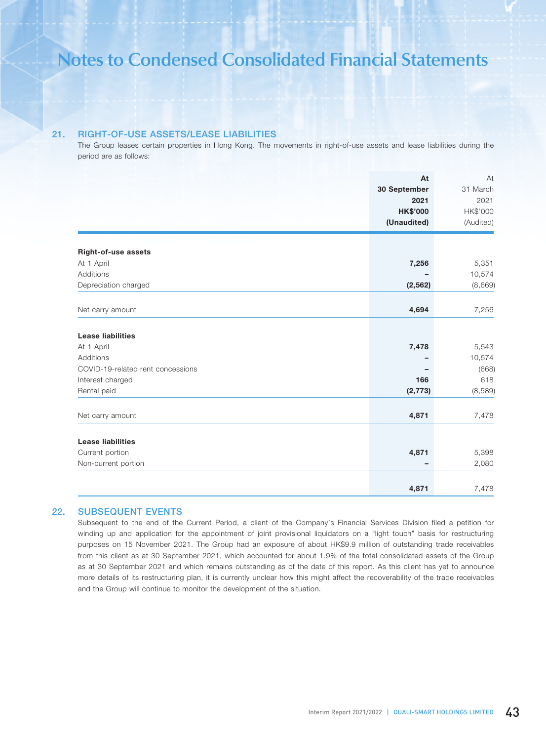# Notes to Condensed Consolidated Financial Statements

## 21. RIGHT-OF-USE ASSETS/LEASE LIABILITIES

The Group leases certain properties in Hong Kong. The movements in right-of-use assets and lease liabilities during the period are as follows:

| | **At 30 September 2021 HK$'000 (Unaudited)** | At 31 March 2021 HK$'000 (Audited) |
|---|---|---|
| **Right-of-use assets** | | |
| At 1 April | **7,256** | 5,351 |
| Additions | **–** | 10,574 |
| Depreciation charged | **(2,562)** | (8,669) |
| Net carry amount | **4,694** | 7,256 |
| **Lease liabilities** | | |
| At 1 April | **7,478** | 5,543 |
| Additions | **–** | 10,574 |
| COVID-19-related rent concessions | **–** | (668) |
| Interest charged | **166** | 618 |
| Rental paid | **(2,773)** | (8,589) |
| Net carry amount | **4,871** | 7,478 |
| **Lease liabilities** | | |
| Current portion | **4,871** | 5,398 |
| Non-current portion | **–** | 2,080 |
| | **4,871** | 7,478 |

## 22. SUBSEQUENT EVENTS

Subsequent to the end of the Current Period, a client of the Company's Financial Services Division filed a petition for winding up and application for the appointment of joint provisional liquidators on a "light touch" basis for restructuring purposes on 15 November 2021. The Group had an exposure of about HK$9.9 million of outstanding trade receivables from this client as at 30 September 2021, which accounted for about 1.9% of the total consolidated assets of the Group as at 30 September 2021 and which remains outstanding as of the date of this report. As this client has yet to announce more details of its restructuring plan, it is currently unclear how this might affect the recoverability of the trade receivables and the Group will continue to monitor the development of the situation.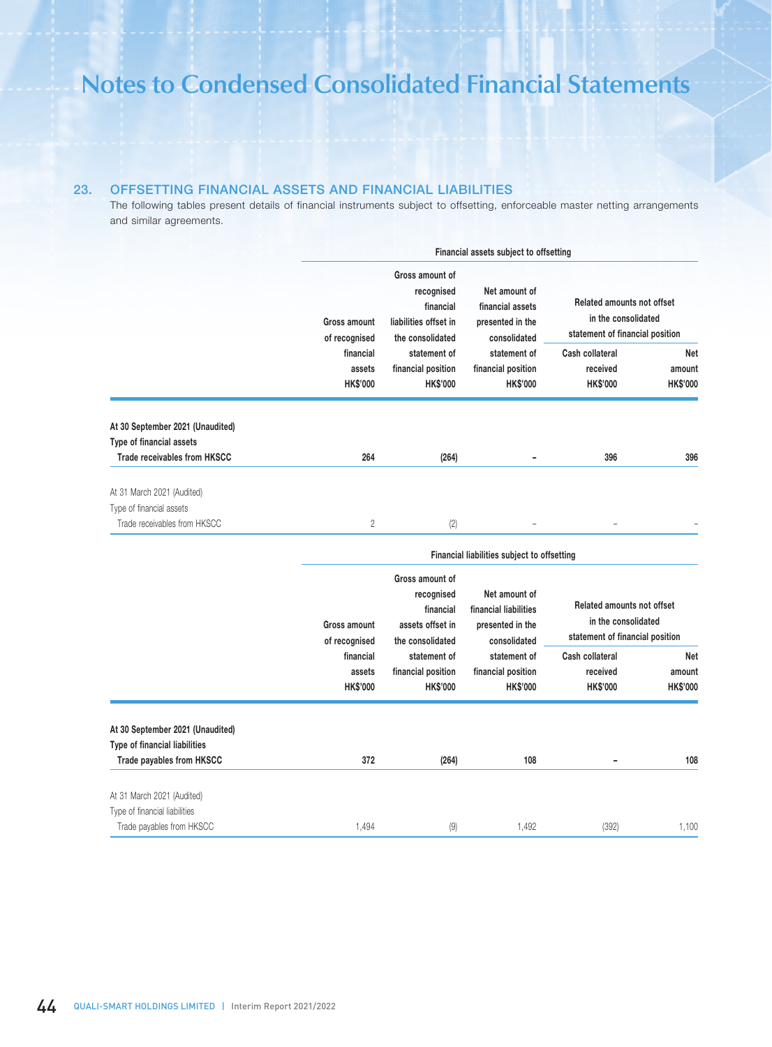# Notes to Condensed Consolidated Financial Statements

## 23. OFFSETTING FINANCIAL ASSETS AND FINANCIAL LIABILITIES

The following tables present details of financial instruments subject to offsetting, enforceable master netting arrangements and similar agreements.

| | Financial assets subject to offsetting | | | | |
|---|---|---|---|---|---|
| | Gross amount of recognised financial assets HK$'000 | Gross amount of recognised financial liabilities offset in the consolidated statement of financial position HK$'000 | Net amount of financial assets presented in the consolidated statement of financial position HK$'000 | Related amounts not offset in the consolidated statement of financial position — Cash collateral received HK$'000 | Related amounts not offset in the consolidated statement of financial position — Net amount HK$'000 |
| **At 30 September 2021 (Unaudited)** | | | | | |
| **Type of financial assets** | | | | | |
| **Trade receivables from HKSCC** | **264** | **(264)** | **–** | **396** | **396** |
| At 31 March 2021 (Audited) | | | | | |
| Type of financial assets | | | | | |
| Trade receivables from HKSCC | 2 | (2) | – | – | – |

| | Financial liabilities subject to offsetting | | | | |
|---|---|---|---|---|---|
| | Gross amount of recognised financial assets HK$'000 | Gross amount of recognised financial assets offset in the consolidated statement of financial position HK$'000 | Net amount of financial liabilities presented in the consolidated statement of financial position HK$'000 | Related amounts not offset in the consolidated statement of financial position — Cash collateral received HK$'000 | Related amounts not offset in the consolidated statement of financial position — Net amount HK$'000 |
| **At 30 September 2021 (Unaudited)** | | | | | |
| **Type of financial liabilities** | | | | | |
| **Trade payables from HKSCC** | **372** | **(264)** | **108** | **–** | **108** |
| At 31 March 2021 (Audited) | | | | | |
| Type of financial liabilities | | | | | |
| Trade payables from HKSCC | 1,494 | (9) | 1,492 | (392) | 1,100 |